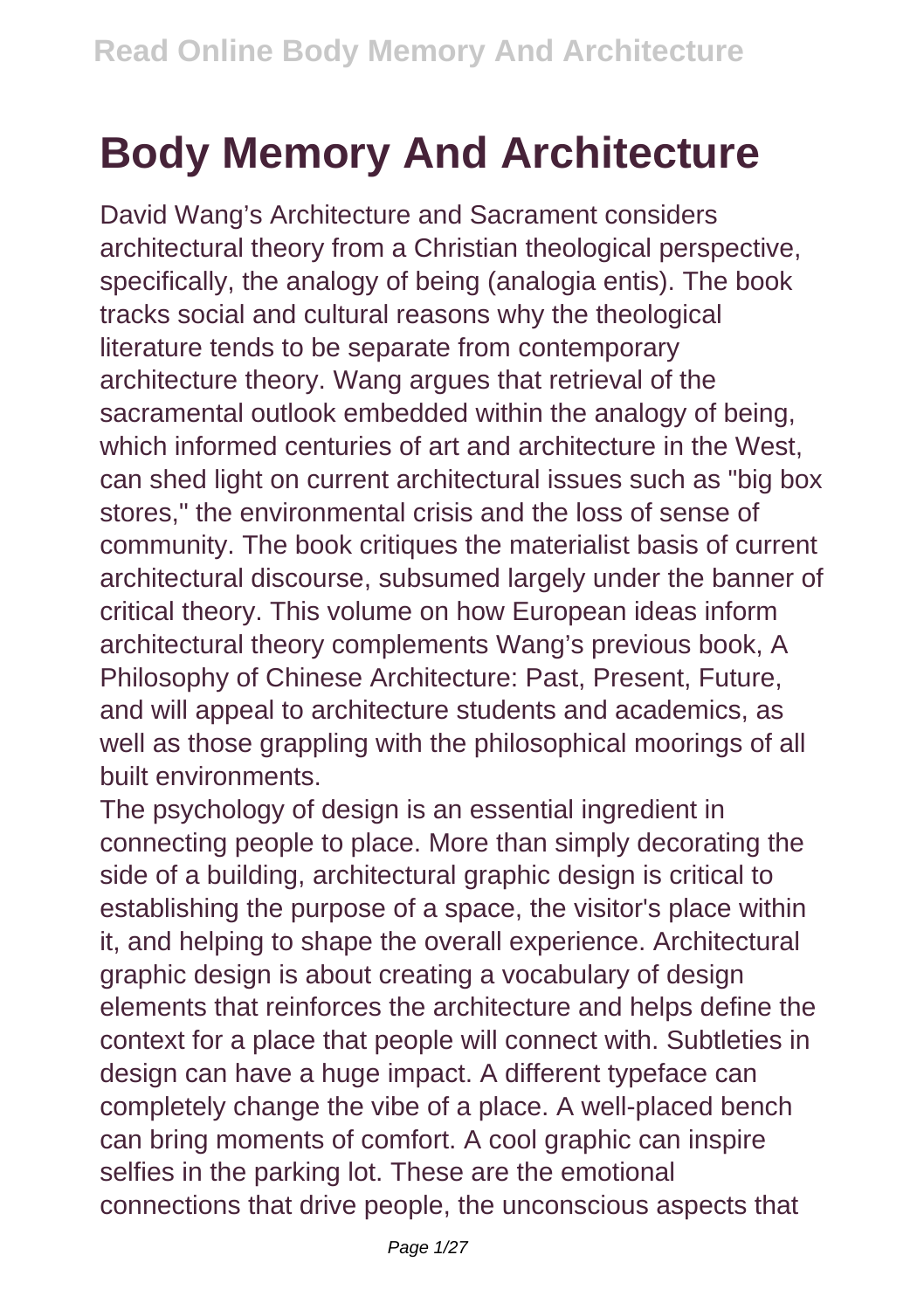# Body Memory And Architecture

David Wang's Architecture and Sacrament considers architectural theory from a Christian theological perspective, specifically, the analogy of being (analogia entis). The book tracks social and cultural reasons why the theological literature tends to be separate from contemporary architecture theory. Wang argues that retrieval of the sacramental outlook embedded within the analogy of being, which informed centuries of art and architecture in the West, can shed light on current architectural issues such as "big box stores," the environmental crisis and the loss of sense of community. The book critiques the materialist basis of current architectural discourse, subsumed largely under the banner of critical theory. This volume on how European ideas inform architectural theory complements Wang's previous book, A Philosophy of Chinese Architecture: Past, Present, Future, and will appeal to architecture students and academics, as well as those grappling with the philosophical moorings of all built environments.

The psychology of design is an essential ingredient in connecting people to place. More than simply decorating the side of a building, architectural graphic design is critical to establishing the purpose of a space, the visitor's place within it, and helping to shape the overall experience. Architectural graphic design is about creating a vocabulary of design elements that reinforces the architecture and helps define the context for a place that people will connect with. Subtleties in design can have a huge impact. A different typeface can completely change the vibe of a place. A well-placed bench can bring moments of comfort. A cool graphic can inspire selfies in the parking lot. These are the emotional connections that drive people, the unconscious aspects that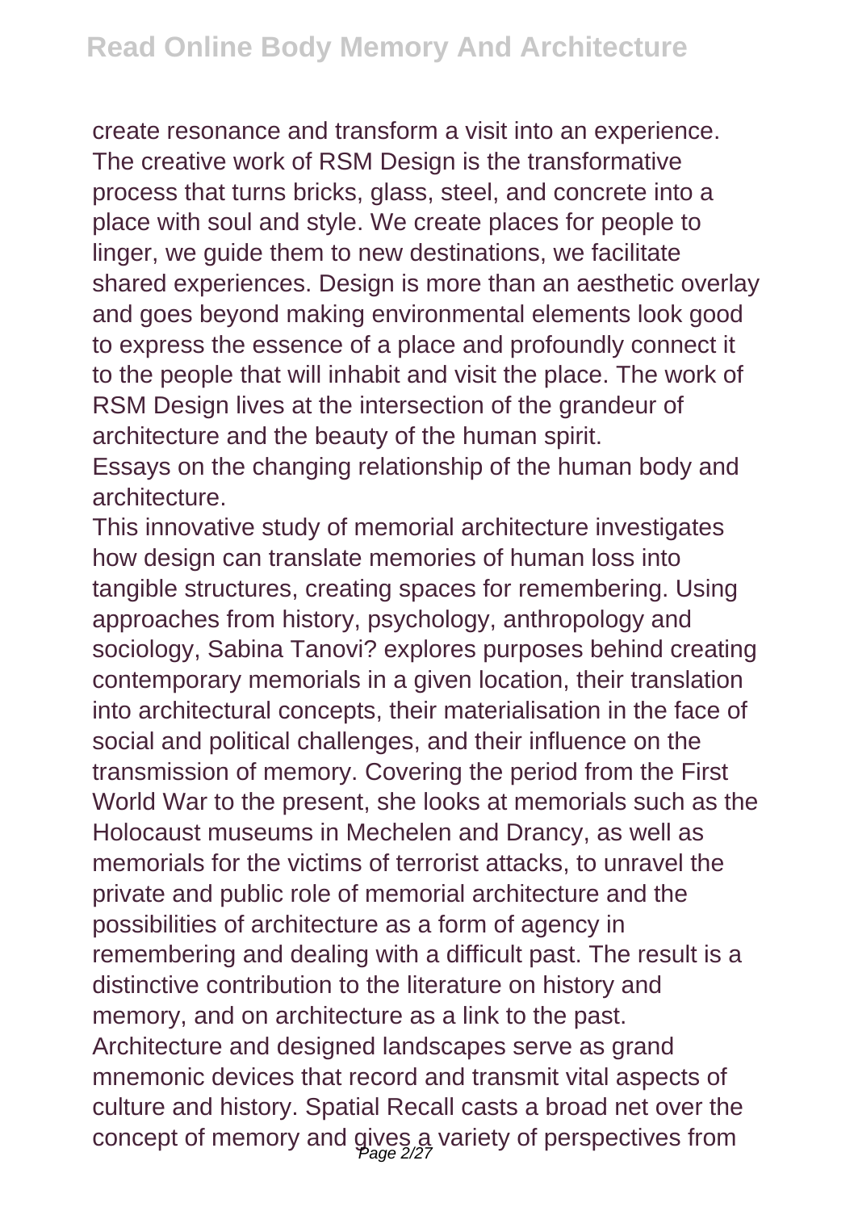create resonance and transform a visit into an experience. The creative work of RSM Design is the transformative process that turns bricks, glass, steel, and concrete into a place with soul and style. We create places for people to linger, we guide them to new destinations, we facilitate shared experiences. Design is more than an aesthetic overlay and goes beyond making environmental elements look good to express the essence of a place and profoundly connect it to the people that will inhabit and visit the place. The work of RSM Design lives at the intersection of the grandeur of architecture and the beauty of the human spirit.

Essays on the changing relationship of the human body and architecture.

This innovative study of memorial architecture investigates how design can translate memories of human loss into tangible structures, creating spaces for remembering. Using approaches from history, psychology, anthropology and sociology, Sabina Tanovi? explores purposes behind creating contemporary memorials in a given location, their translation into architectural concepts, their materialisation in the face of social and political challenges, and their influence on the transmission of memory. Covering the period from the First World War to the present, she looks at memorials such as the Holocaust museums in Mechelen and Drancy, as well as memorials for the victims of terrorist attacks, to unravel the private and public role of memorial architecture and the possibilities of architecture as a form of agency in remembering and dealing with a difficult past. The result is a distinctive contribution to the literature on history and memory, and on architecture as a link to the past.

Architecture and designed landscapes serve as grand mnemonic devices that record and transmit vital aspects of culture and history. Spatial Recall casts a broad net over the concept of memory and gives a variety of perspectives from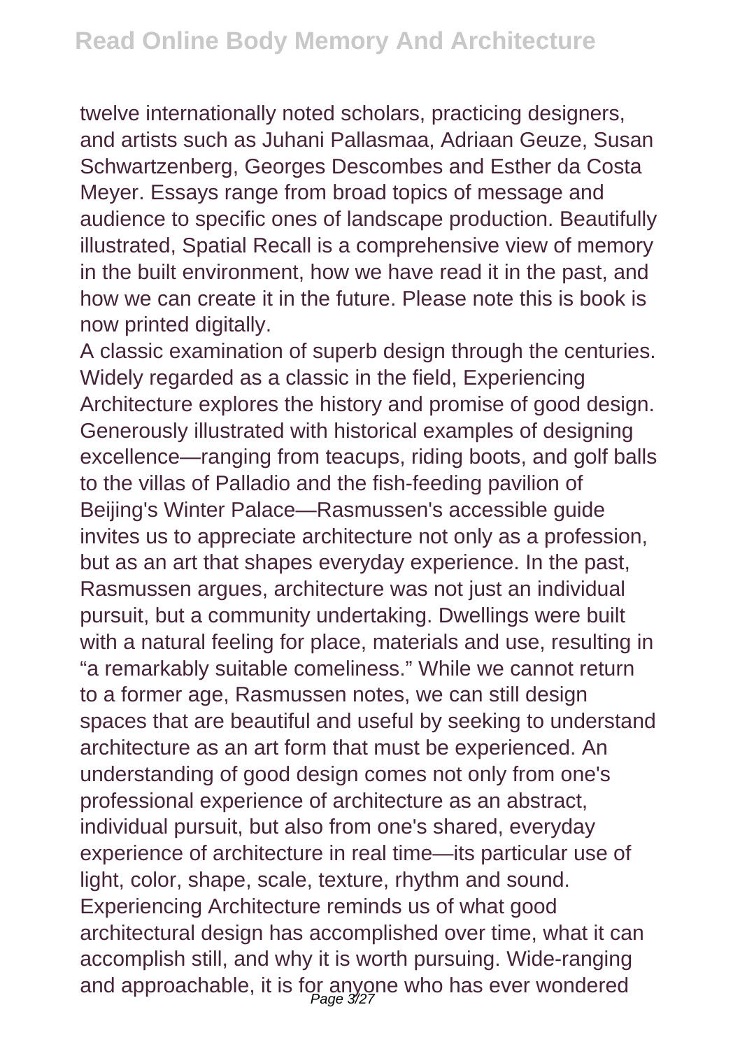twelve internationally noted scholars, practicing designers, and artists such as Juhani Pallasmaa, Adriaan Geuze, Susan Schwartzenberg, Georges Descombes and Esther da Costa Meyer. Essays range from broad topics of message and audience to specific ones of landscape production. Beautifully illustrated, Spatial Recall is a comprehensive view of memory in the built environment, how we have read it in the past, and how we can create it in the future. Please note this is book is now printed digitally.

A classic examination of superb design through the centuries. Widely regarded as a classic in the field, Experiencing Architecture explores the history and promise of good design. Generously illustrated with historical examples of designing excellence—ranging from teacups, riding boots, and golf balls to the villas of Palladio and the fish-feeding pavilion of Beijing's Winter Palace—Rasmussen's accessible guide invites us to appreciate architecture not only as a profession, but as an art that shapes everyday experience. In the past, Rasmussen argues, architecture was not just an individual pursuit, but a community undertaking. Dwellings were built with a natural feeling for place, materials and use, resulting in "a remarkably suitable comeliness." While we cannot return to a former age, Rasmussen notes, we can still design spaces that are beautiful and useful by seeking to understand architecture as an art form that must be experienced. An understanding of good design comes not only from one's professional experience of architecture as an abstract, individual pursuit, but also from one's shared, everyday experience of architecture in real time—its particular use of light, color, shape, scale, texture, rhythm and sound. Experiencing Architecture reminds us of what good architectural design has accomplished over time, what it can accomplish still, and why it is worth pursuing. Wide-ranging and approachable, it is for anyone who has ever wondered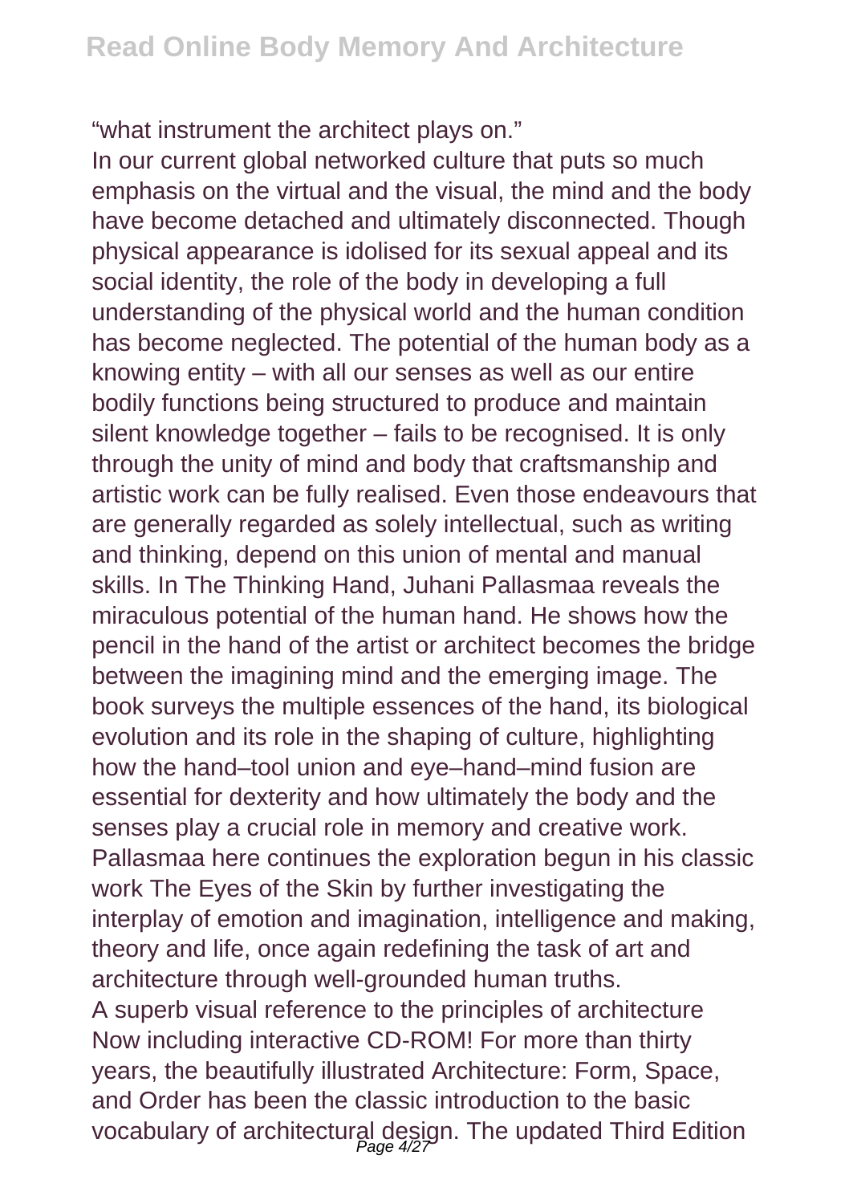"what instrument the architect plays on."

In our current global networked culture that puts so much emphasis on the virtual and the visual, the mind and the body have become detached and ultimately disconnected. Though physical appearance is idolised for its sexual appeal and its social identity, the role of the body in developing a full understanding of the physical world and the human condition has become neglected. The potential of the human body as a knowing entity – with all our senses as well as our entire bodily functions being structured to produce and maintain silent knowledge together – fails to be recognised. It is only through the unity of mind and body that craftsmanship and artistic work can be fully realised. Even those endeavours that are generally regarded as solely intellectual, such as writing and thinking, depend on this union of mental and manual skills. In The Thinking Hand, Juhani Pallasmaa reveals the miraculous potential of the human hand. He shows how the pencil in the hand of the artist or architect becomes the bridge between the imagining mind and the emerging image. The book surveys the multiple essences of the hand, its biological evolution and its role in the shaping of culture, highlighting how the hand–tool union and eye–hand–mind fusion are essential for dexterity and how ultimately the body and the senses play a crucial role in memory and creative work. Pallasmaa here continues the exploration begun in his classic work The Eyes of the Skin by further investigating the interplay of emotion and imagination, intelligence and making, theory and life, once again redefining the task of art and architecture through well-grounded human truths.

A superb visual reference to the principles of architecture Now including interactive CD-ROM! For more than thirty years, the beautifully illustrated Architecture: Form, Space, and Order has been the classic introduction to the basic vocabulary of architectural design. The updated Third Edition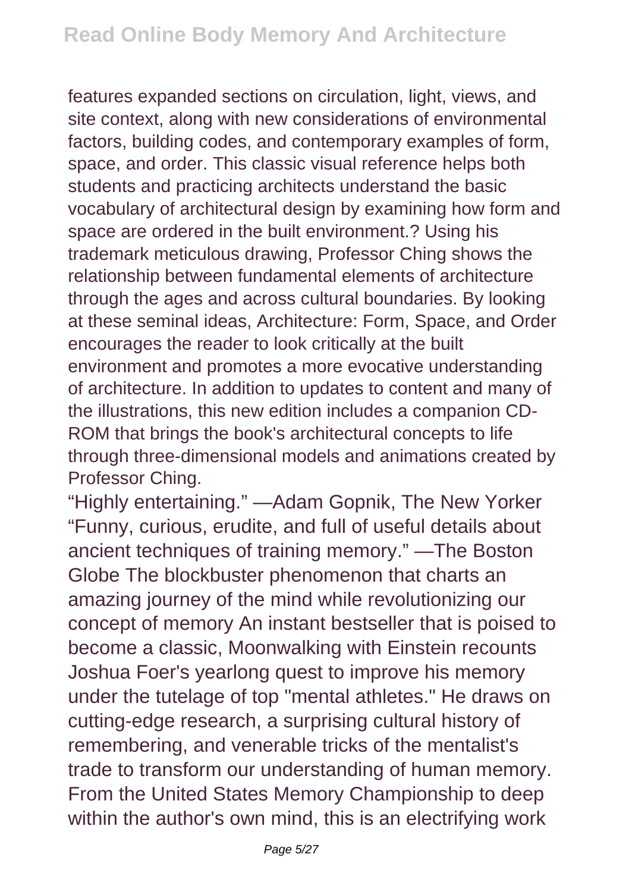features expanded sections on circulation, light, views, and site context, along with new considerations of environmental factors, building codes, and contemporary examples of form, space, and order. This classic visual reference helps both students and practicing architects understand the basic vocabulary of architectural design by examining how form and space are ordered in the built environment.? Using his trademark meticulous drawing, Professor Ching shows the relationship between fundamental elements of architecture through the ages and across cultural boundaries. By looking at these seminal ideas, Architecture: Form, Space, and Order encourages the reader to look critically at the built environment and promotes a more evocative understanding of architecture. In addition to updates to content and many of the illustrations, this new edition includes a companion CD-ROM that brings the book's architectural concepts to life through three-dimensional models and animations created by Professor Ching.

"Highly entertaining." —Adam Gopnik, The New Yorker "Funny, curious, erudite, and full of useful details about ancient techniques of training memory." —The Boston Globe The blockbuster phenomenon that charts an amazing journey of the mind while revolutionizing our concept of memory An instant bestseller that is poised to become a classic, Moonwalking with Einstein recounts Joshua Foer's yearlong quest to improve his memory under the tutelage of top "mental athletes." He draws on cutting-edge research, a surprising cultural history of remembering, and venerable tricks of the mentalist's trade to transform our understanding of human memory. From the United States Memory Championship to deep within the author's own mind, this is an electrifying work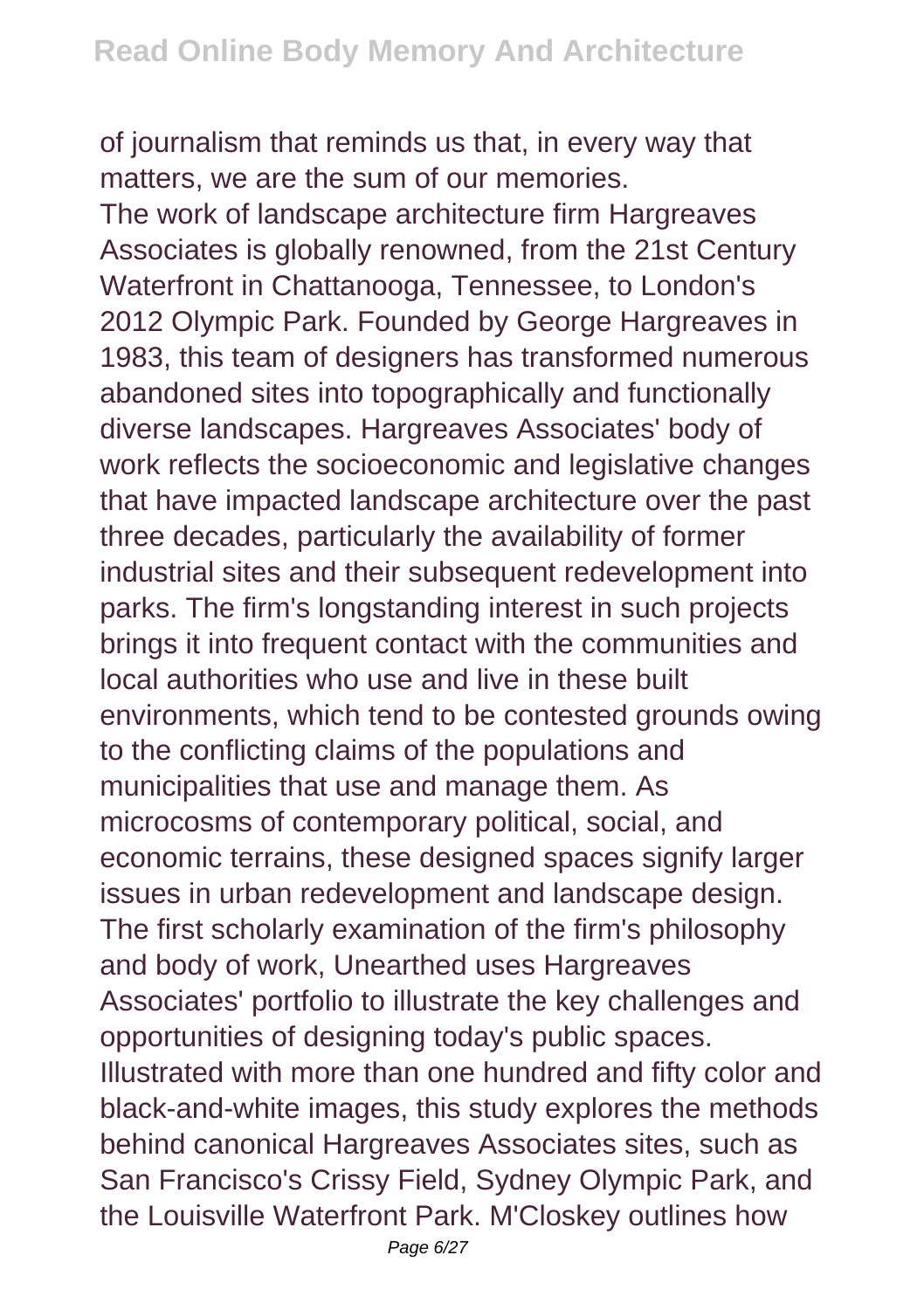of journalism that reminds us that, in every way that matters, we are the sum of our memories.

The work of landscape architecture firm Hargreaves Associates is globally renowned, from the 21st Century Waterfront in Chattanooga, Tennessee, to London's 2012 Olympic Park. Founded by George Hargreaves in 1983, this team of designers has transformed numerous abandoned sites into topographically and functionally diverse landscapes. Hargreaves Associates' body of work reflects the socioeconomic and legislative changes that have impacted landscape architecture over the past three decades, particularly the availability of former industrial sites and their subsequent redevelopment into parks. The firm's longstanding interest in such projects brings it into frequent contact with the communities and local authorities who use and live in these built environments, which tend to be contested grounds owing to the conflicting claims of the populations and municipalities that use and manage them. As microcosms of contemporary political, social, and economic terrains, these designed spaces signify larger issues in urban redevelopment and landscape design. The first scholarly examination of the firm's philosophy and body of work, Unearthed uses Hargreaves Associates' portfolio to illustrate the key challenges and opportunities of designing today's public spaces. Illustrated with more than one hundred and fifty color and black-and-white images, this study explores the methods behind canonical Hargreaves Associates sites, such as San Francisco's Crissy Field, Sydney Olympic Park, and the Louisville Waterfront Park. M'Closkey outlines how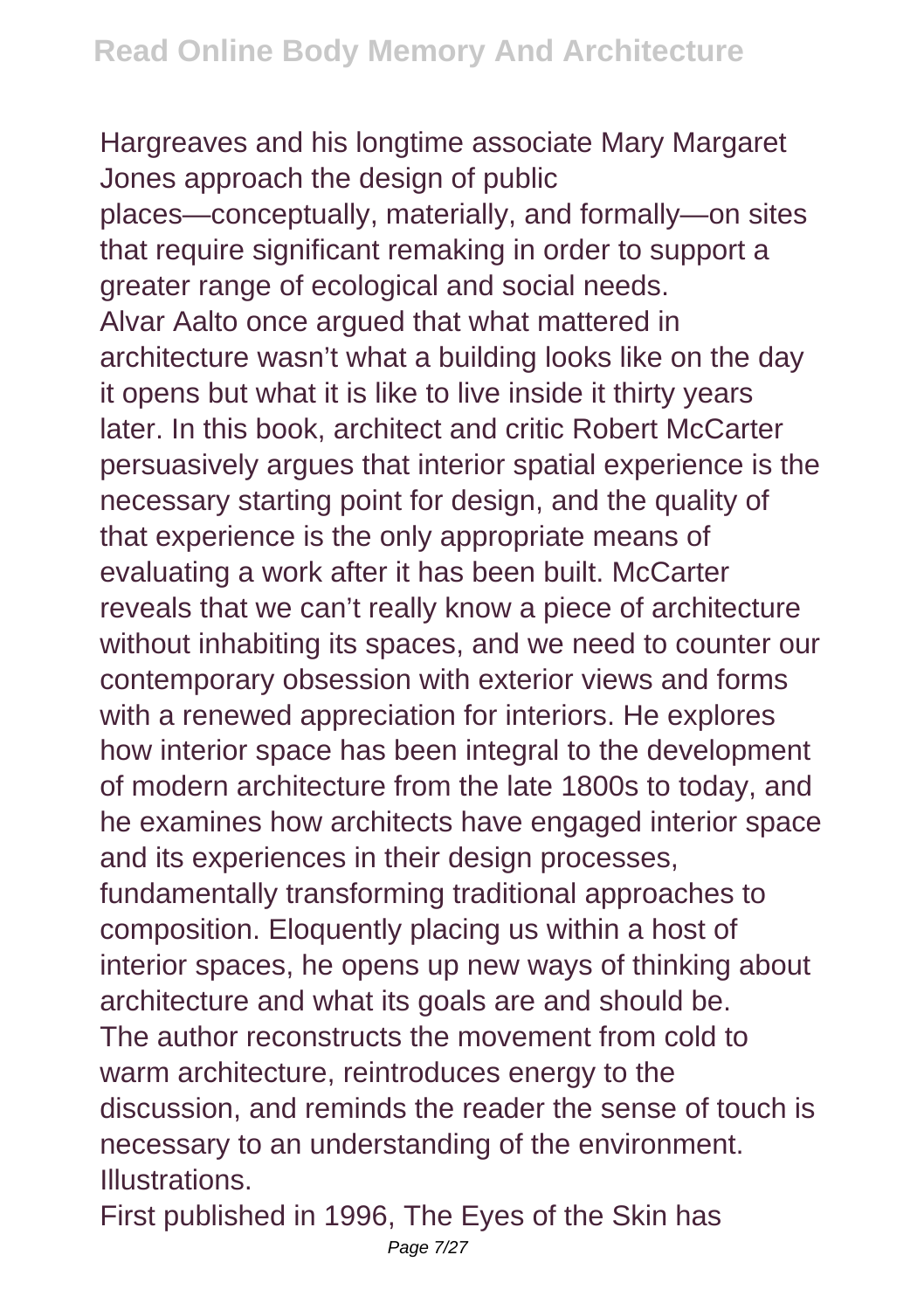Hargreaves and his longtime associate Mary Margaret Jones approach the design of public places—conceptually, materially, and formally—on sites that require significant remaking in order to support a greater range of ecological and social needs.

Alvar Aalto once argued that what mattered in architecture wasn't what a building looks like on the day it opens but what it is like to live inside it thirty years later. In this book, architect and critic Robert McCarter persuasively argues that interior spatial experience is the necessary starting point for design, and the quality of that experience is the only appropriate means of evaluating a work after it has been built. McCarter reveals that we can't really know a piece of architecture without inhabiting its spaces, and we need to counter our contemporary obsession with exterior views and forms with a renewed appreciation for interiors. He explores how interior space has been integral to the development of modern architecture from the late 1800s to today, and he examines how architects have engaged interior space and its experiences in their design processes, fundamentally transforming traditional approaches to composition. Eloquently placing us within a host of interior spaces, he opens up new ways of thinking about architecture and what its goals are and should be.

The author reconstructs the movement from cold to warm architecture, reintroduces energy to the discussion, and reminds the reader the sense of touch is necessary to an understanding of the environment. Illustrations.

First published in 1996, The Eyes of the Skin has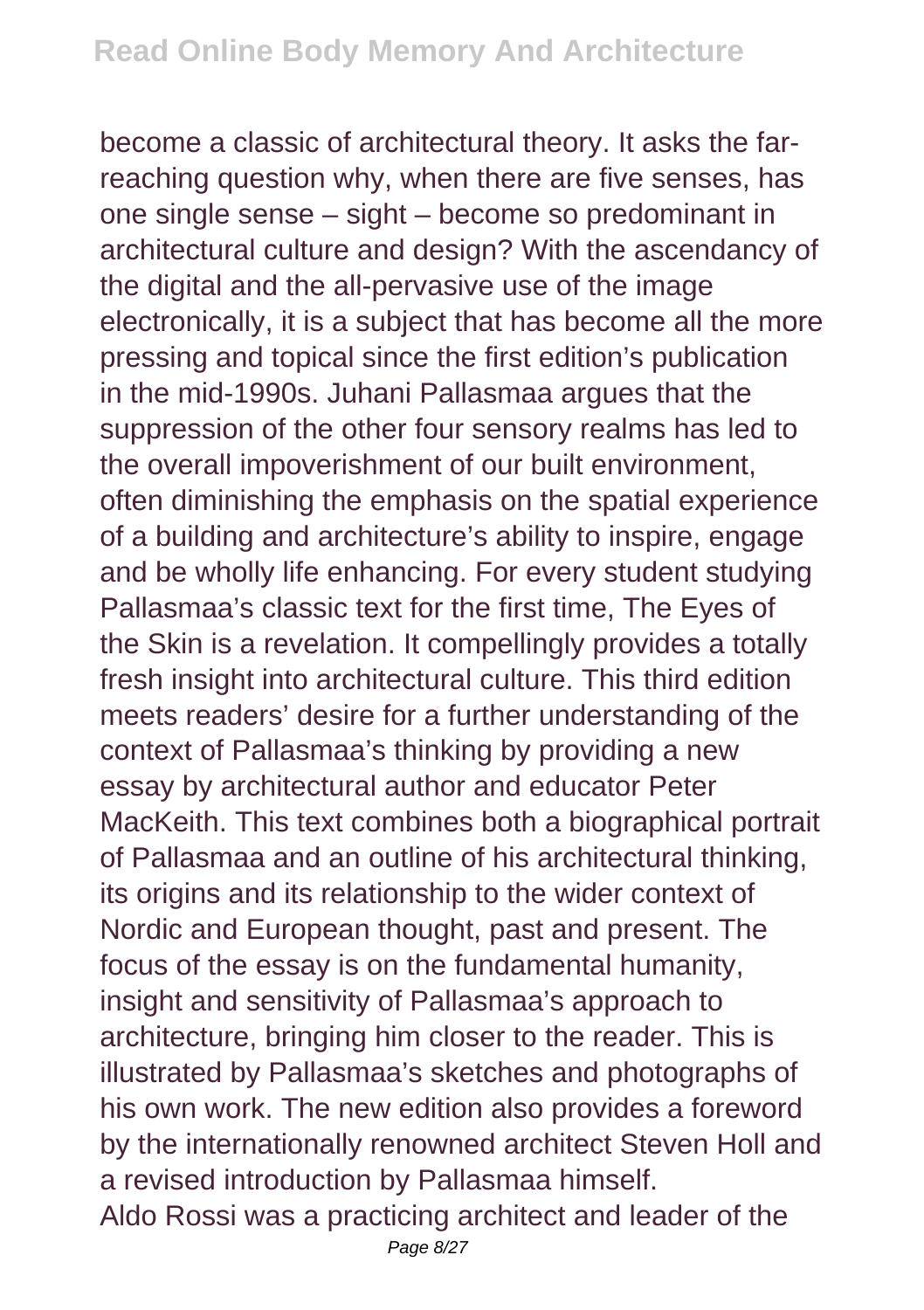become a classic of architectural theory. It asks the far-reaching question why, when there are five senses, has one single sense – sight – become so predominant in architectural culture and design? With the ascendancy of the digital and the all-pervasive use of the image electronically, it is a subject that has become all the more pressing and topical since the first edition's publication in the mid-1990s. Juhani Pallasmaa argues that the suppression of the other four sensory realms has led to the overall impoverishment of our built environment, often diminishing the emphasis on the spatial experience of a building and architecture's ability to inspire, engage and be wholly life enhancing. For every student studying Pallasmaa's classic text for the first time, The Eyes of the Skin is a revelation. It compellingly provides a totally fresh insight into architectural culture. This third edition meets readers' desire for a further understanding of the context of Pallasmaa's thinking by providing a new essay by architectural author and educator Peter MacKeith. This text combines both a biographical portrait of Pallasmaa and an outline of his architectural thinking, its origins and its relationship to the wider context of Nordic and European thought, past and present. The focus of the essay is on the fundamental humanity, insight and sensitivity of Pallasmaa's approach to architecture, bringing him closer to the reader. This is illustrated by Pallasmaa's sketches and photographs of his own work. The new edition also provides a foreword by the internationally renowned architect Steven Holl and a revised introduction by Pallasmaa himself.

Aldo Rossi was a practicing architect and leader of the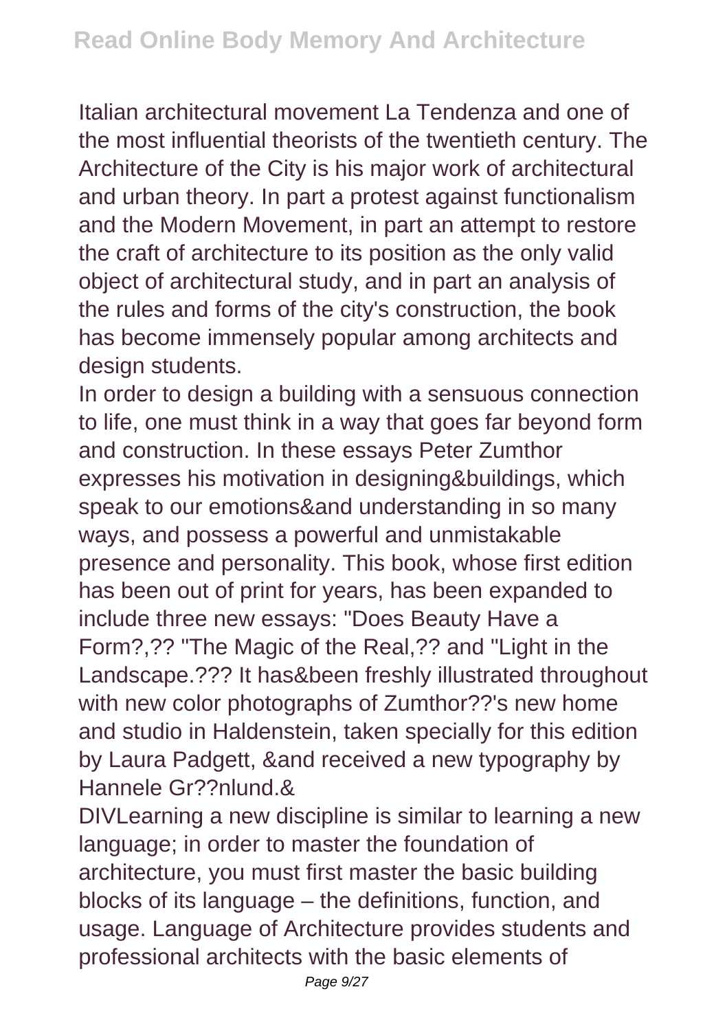Italian architectural movement La Tendenza and one of the most influential theorists of the twentieth century. The Architecture of the City is his major work of architectural and urban theory. In part a protest against functionalism and the Modern Movement, in part an attempt to restore the craft of architecture to its position as the only valid object of architectural study, and in part an analysis of the rules and forms of the city's construction, the book has become immensely popular among architects and design students.

In order to design a building with a sensuous connection to life, one must think in a way that goes far beyond form and construction. In these essays Peter Zumthor expresses his motivation in designing&buildings, which speak to our emotions&and understanding in so many ways, and possess a powerful and unmistakable presence and personality. This book, whose first edition has been out of print for years, has been expanded to include three new essays: "Does Beauty Have a Form?,?? "The Magic of the Real,?? and "Light in the Landscape.??? It has&been freshly illustrated throughout with new color photographs of Zumthor??'s new home and studio in Haldenstein, taken specially for this edition by Laura Padgett, &and received a new typography by Hannele Gr??nlund.&

DIVLearning a new discipline is similar to learning a new language; in order to master the foundation of architecture, you must first master the basic building blocks of its language – the definitions, function, and usage. Language of Architecture provides students and professional architects with the basic elements of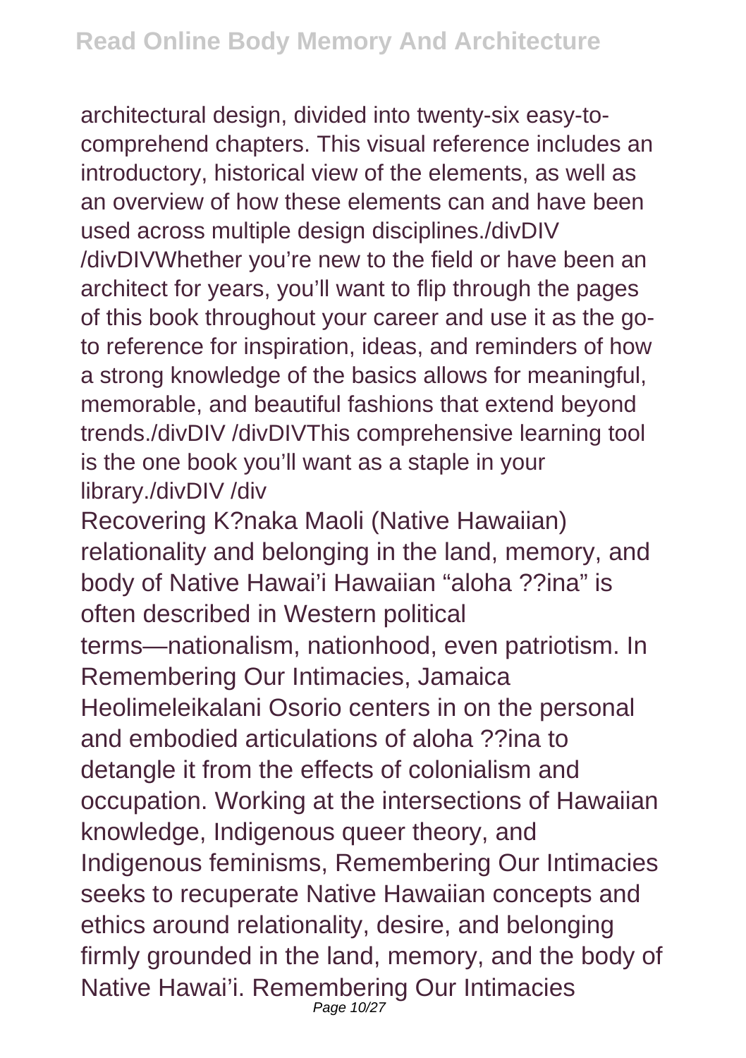architectural design, divided into twenty-six easy-to-comprehend chapters. This visual reference includes an introductory, historical view of the elements, as well as an overview of how these elements can and have been used across multiple design disciplines./divDIV /divDIVWhether you're new to the field or have been an architect for years, you'll want to flip through the pages of this book throughout your career and use it as the go-to reference for inspiration, ideas, and reminders of how a strong knowledge of the basics allows for meaningful, memorable, and beautiful fashions that extend beyond trends./divDIV /divDIVThis comprehensive learning tool is the one book you'll want as a staple in your library./divDIV /div

Recovering K?naka Maoli (Native Hawaiian) relationality and belonging in the land, memory, and body of Native Hawai'i Hawaiian "aloha ??ina" is often described in Western political terms—nationalism, nationhood, even patriotism. In Remembering Our Intimacies, Jamaica Heolimeleikalani Osorio centers in on the personal and embodied articulations of aloha ??ina to detangle it from the effects of colonialism and occupation. Working at the intersections of Hawaiian knowledge, Indigenous queer theory, and Indigenous feminisms, Remembering Our Intimacies seeks to recuperate Native Hawaiian concepts and ethics around relationality, desire, and belonging firmly grounded in the land, memory, and the body of Native Hawai'i. Remembering Our Intimacies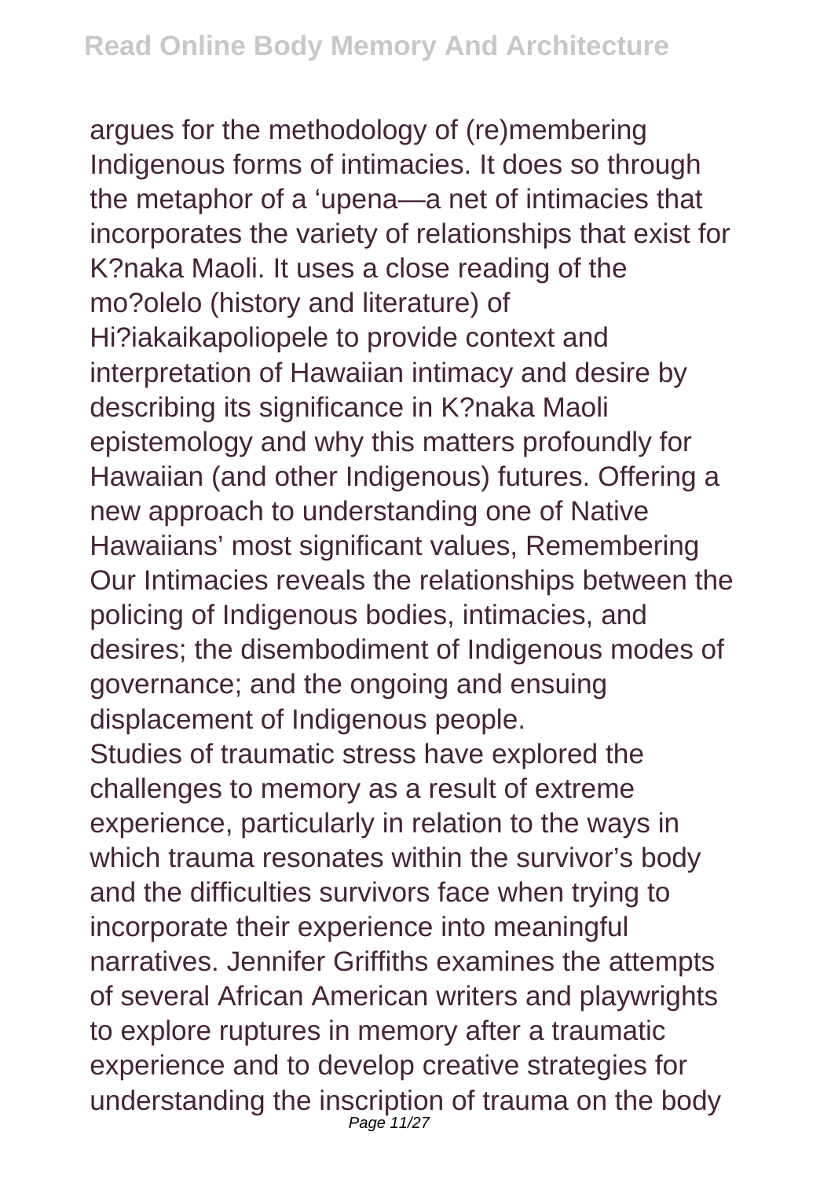argues for the methodology of (re)membering Indigenous forms of intimacies. It does so through the metaphor of a ʻupena—a net of intimacies that incorporates the variety of relationships that exist for K?naka Maoli. It uses a close reading of the mo?olelo (history and literature) of Hi?iakaikapoliopele to provide context and interpretation of Hawaiian intimacy and desire by describing its significance in K?naka Maoli epistemology and why this matters profoundly for Hawaiian (and other Indigenous) futures. Offering a new approach to understanding one of Native Hawaiians' most significant values, Remembering Our Intimacies reveals the relationships between the policing of Indigenous bodies, intimacies, and desires; the disembodiment of Indigenous modes of governance; and the ongoing and ensuing displacement of Indigenous people.

Studies of traumatic stress have explored the challenges to memory as a result of extreme experience, particularly in relation to the ways in which trauma resonates within the survivor's body and the difficulties survivors face when trying to incorporate their experience into meaningful narratives. Jennifer Griffiths examines the attempts of several African American writers and playwrights to explore ruptures in memory after a traumatic experience and to develop creative strategies for understanding the inscription of trauma on the body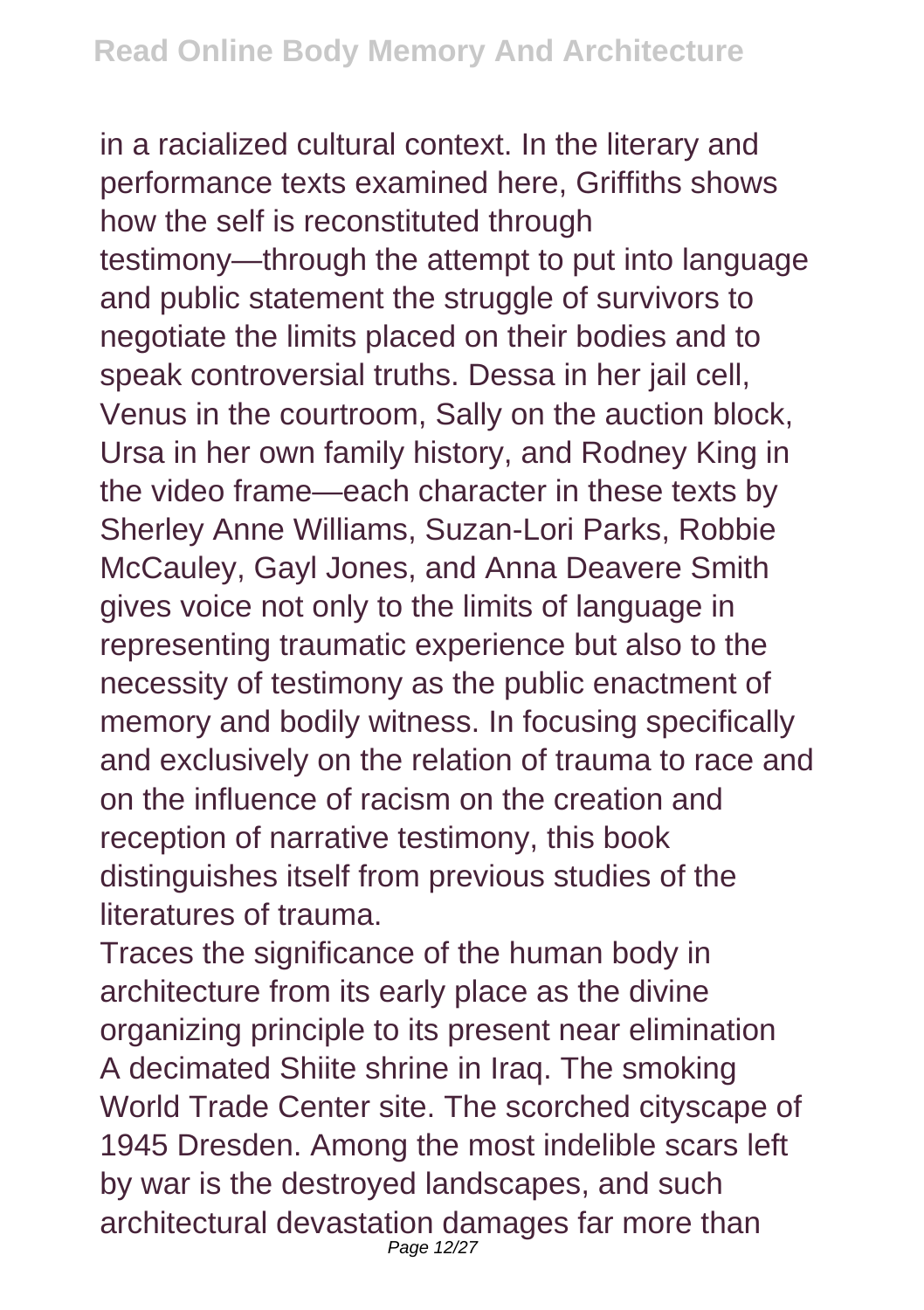in a racialized cultural context. In the literary and performance texts examined here, Griffiths shows how the self is reconstituted through testimony—through the attempt to put into language and public statement the struggle of survivors to negotiate the limits placed on their bodies and to speak controversial truths. Dessa in her jail cell, Venus in the courtroom, Sally on the auction block, Ursa in her own family history, and Rodney King in the video frame—each character in these texts by Sherley Anne Williams, Suzan-Lori Parks, Robbie McCauley, Gayl Jones, and Anna Deavere Smith gives voice not only to the limits of language in representing traumatic experience but also to the necessity of testimony as the public enactment of memory and bodily witness. In focusing specifically and exclusively on the relation of trauma to race and on the influence of racism on the creation and reception of narrative testimony, this book distinguishes itself from previous studies of the literatures of trauma.

Traces the significance of the human body in architecture from its early place as the divine organizing principle to its present near elimination

A decimated Shiite shrine in Iraq. The smoking World Trade Center site. The scorched cityscape of 1945 Dresden. Among the most indelible scars left by war is the destroyed landscapes, and such architectural devastation damages far more than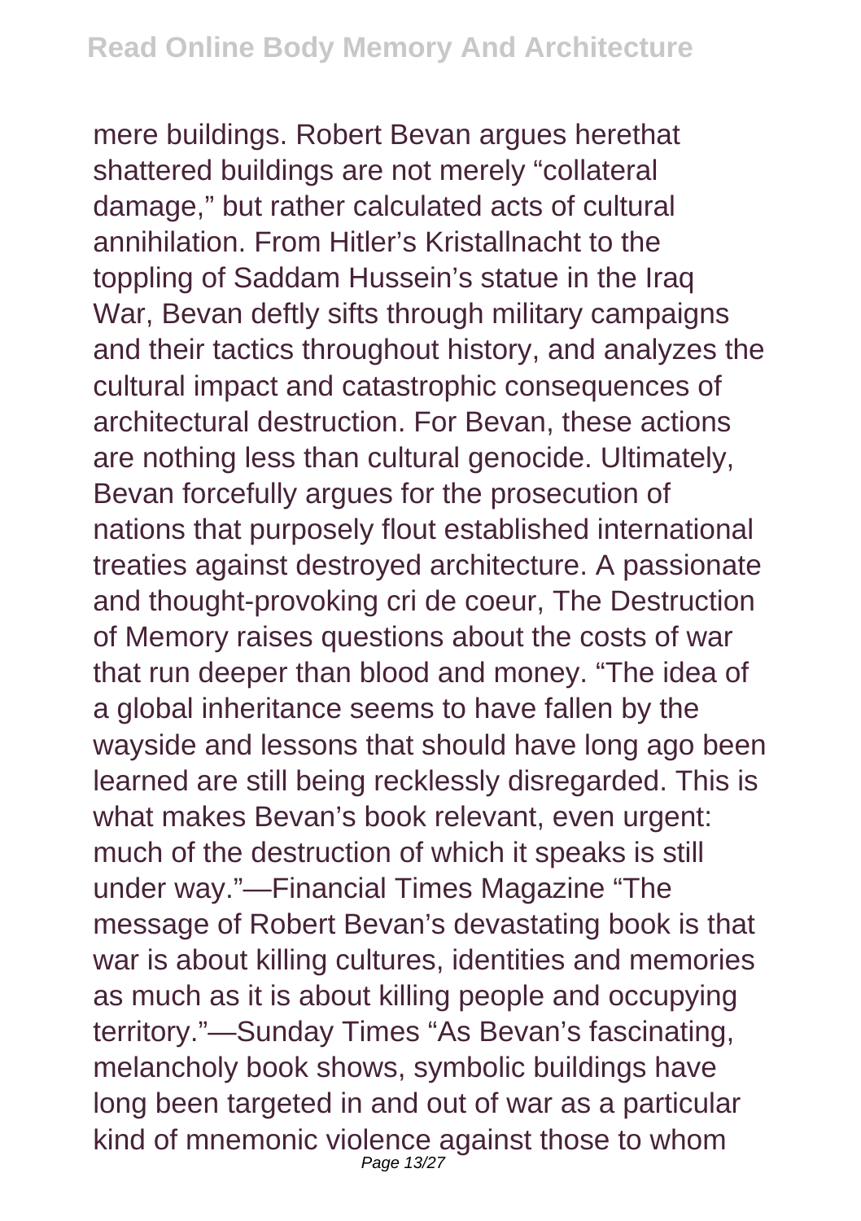mere buildings. Robert Bevan argues herethat shattered buildings are not merely “collateral damage,” but rather calculated acts of cultural annihilation. From Hitler’s Kristallnacht to the toppling of Saddam Hussein’s statue in the Iraq War, Bevan deftly sifts through military campaigns and their tactics throughout history, and analyzes the cultural impact and catastrophic consequences of architectural destruction. For Bevan, these actions are nothing less than cultural genocide. Ultimately, Bevan forcefully argues for the prosecution of nations that purposely flout established international treaties against destroyed architecture. A passionate and thought-provoking cri de coeur, The Destruction of Memory raises questions about the costs of war that run deeper than blood and money. “The idea of a global inheritance seems to have fallen by the wayside and lessons that should have long ago been learned are still being recklessly disregarded. This is what makes Bevan’s book relevant, even urgent: much of the destruction of which it speaks is still under way.”—Financial Times Magazine “The message of Robert Bevan’s devastating book is that war is about killing cultures, identities and memories as much as it is about killing people and occupying territory.”—Sunday Times “As Bevan’s fascinating, melancholy book shows, symbolic buildings have long been targeted in and out of war as a particular kind of mnemonic violence against those to whom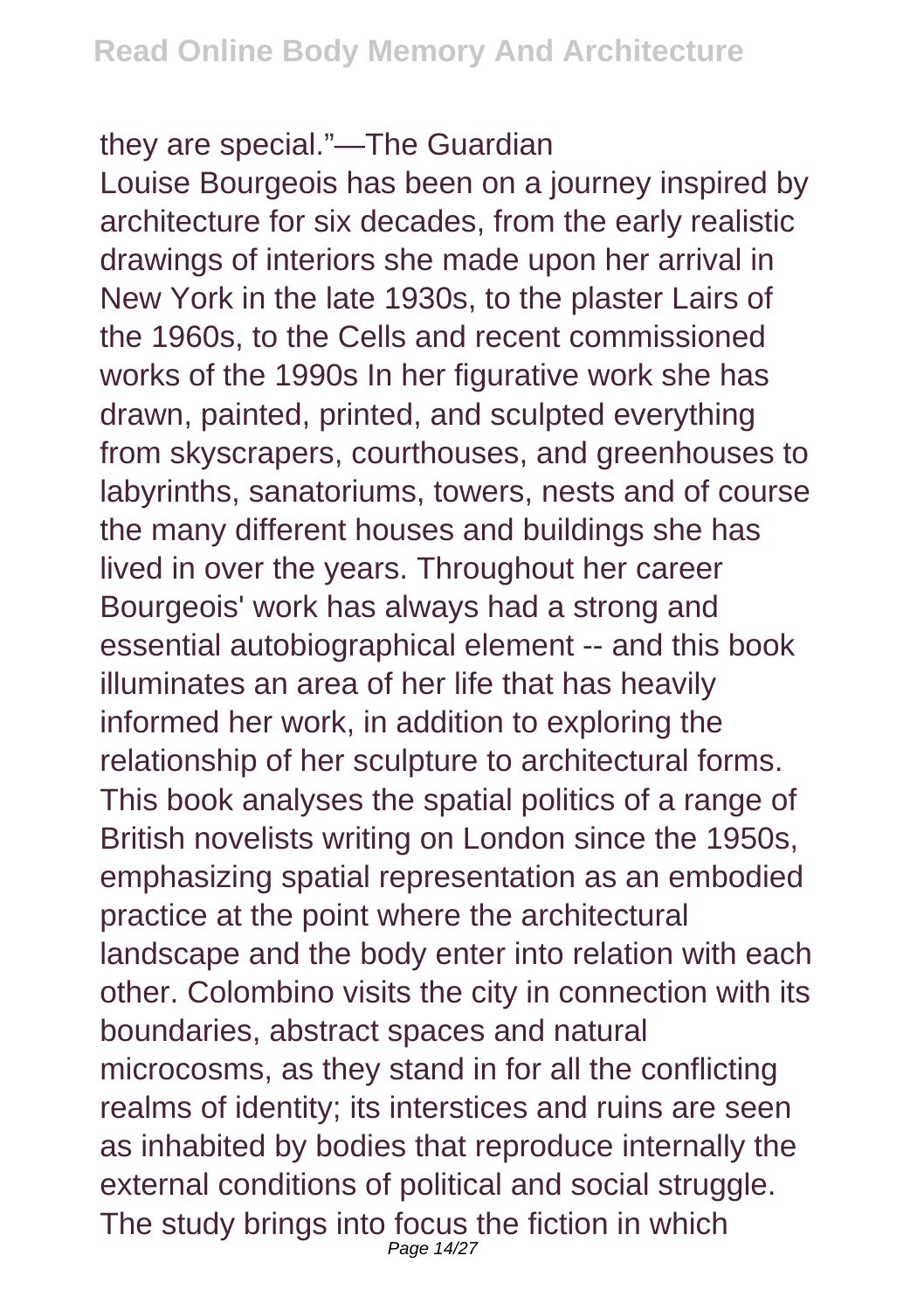they are special."—The Guardian

Louise Bourgeois has been on a journey inspired by architecture for six decades, from the early realistic drawings of interiors she made upon her arrival in New York in the late 1930s, to the plaster Lairs of the 1960s, to the Cells and recent commissioned works of the 1990s In her figurative work she has drawn, painted, printed, and sculpted everything from skyscrapers, courthouses, and greenhouses to labyrinths, sanatoriums, towers, nests and of course the many different houses and buildings she has lived in over the years. Throughout her career Bourgeois' work has always had a strong and essential autobiographical element -- and this book illuminates an area of her life that has heavily informed her work, in addition to exploring the relationship of her sculpture to architectural forms.

This book analyses the spatial politics of a range of British novelists writing on London since the 1950s, emphasizing spatial representation as an embodied practice at the point where the architectural landscape and the body enter into relation with each other. Colombino visits the city in connection with its boundaries, abstract spaces and natural microcosms, as they stand in for all the conflicting realms of identity; its interstices and ruins are seen as inhabited by bodies that reproduce internally the external conditions of political and social struggle. The study brings into focus the fiction in which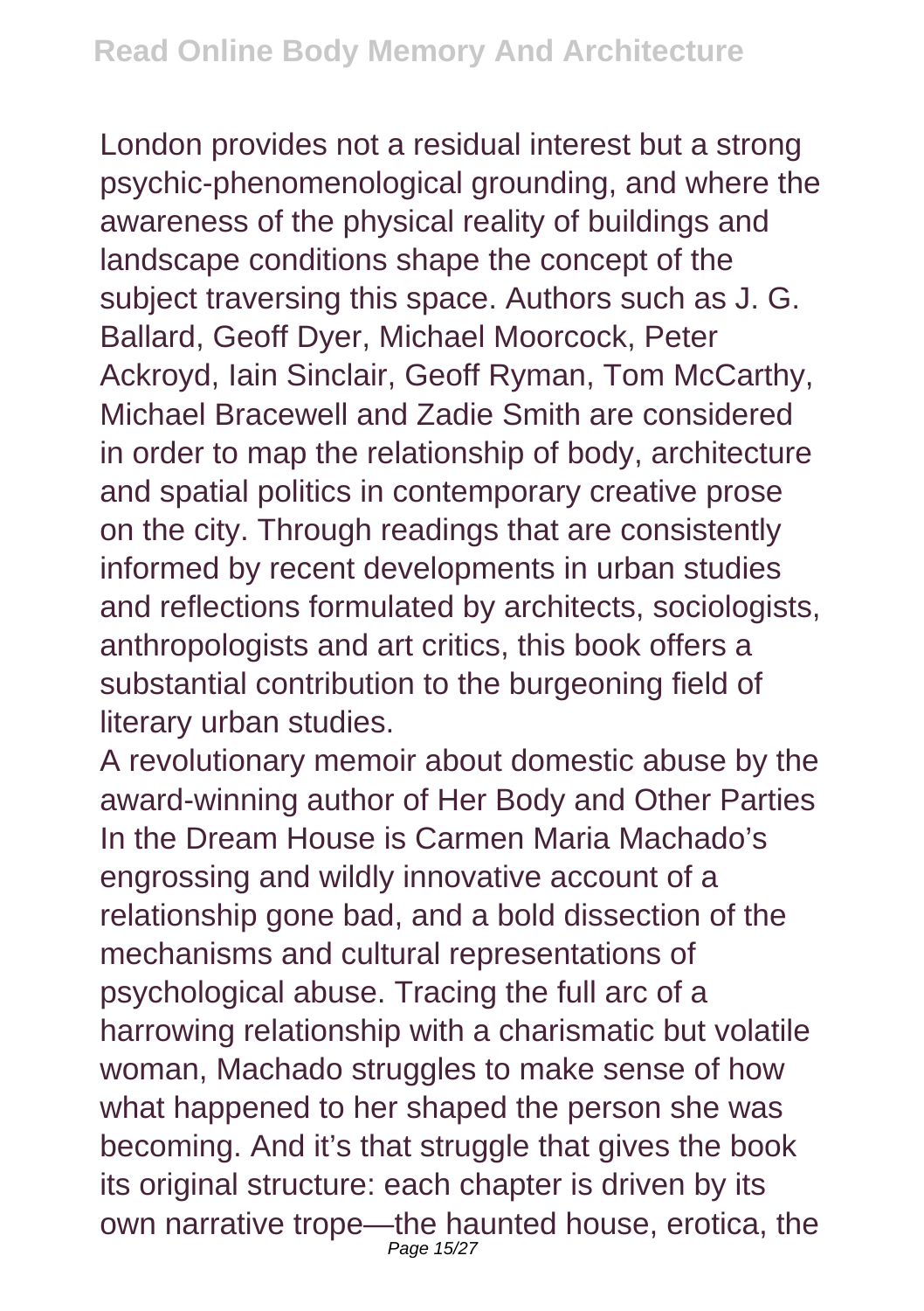London provides not a residual interest but a strong psychic-phenomenological grounding, and where the awareness of the physical reality of buildings and landscape conditions shape the concept of the subject traversing this space. Authors such as J. G. Ballard, Geoff Dyer, Michael Moorcock, Peter Ackroyd, Iain Sinclair, Geoff Ryman, Tom McCarthy, Michael Bracewell and Zadie Smith are considered in order to map the relationship of body, architecture and spatial politics in contemporary creative prose on the city. Through readings that are consistently informed by recent developments in urban studies and reflections formulated by architects, sociologists, anthropologists and art critics, this book offers a substantial contribution to the burgeoning field of literary urban studies.

A revolutionary memoir about domestic abuse by the award-winning author of Her Body and Other Parties In the Dream House is Carmen Maria Machado's engrossing and wildly innovative account of a relationship gone bad, and a bold dissection of the mechanisms and cultural representations of psychological abuse. Tracing the full arc of a harrowing relationship with a charismatic but volatile woman, Machado struggles to make sense of how what happened to her shaped the person she was becoming. And it's that struggle that gives the book its original structure: each chapter is driven by its own narrative trope—the haunted house, erotica, the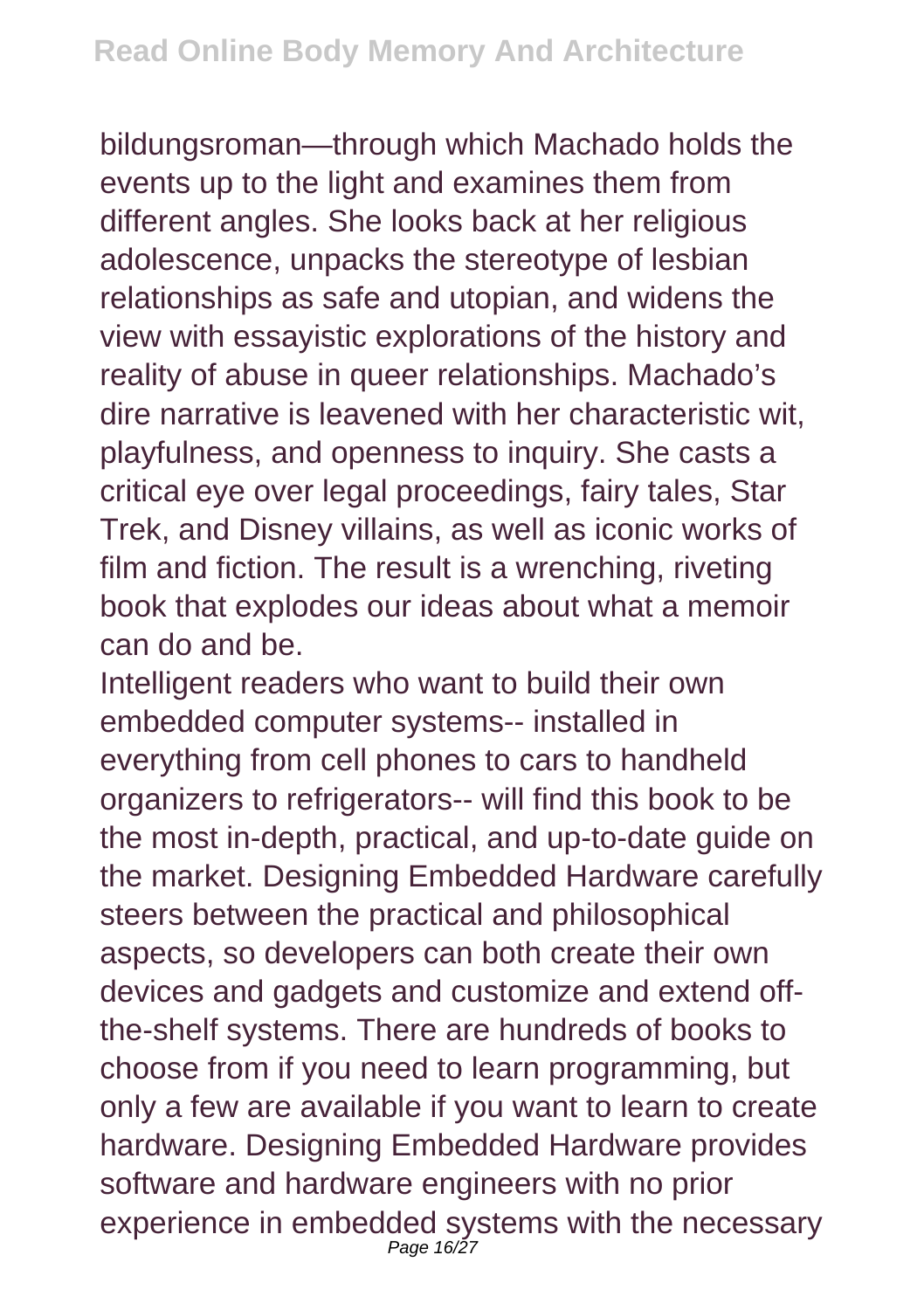bildungsroman—through which Machado holds the events up to the light and examines them from different angles. She looks back at her religious adolescence, unpacks the stereotype of lesbian relationships as safe and utopian, and widens the view with essayistic explorations of the history and reality of abuse in queer relationships. Machado's dire narrative is leavened with her characteristic wit, playfulness, and openness to inquiry. She casts a critical eye over legal proceedings, fairy tales, Star Trek, and Disney villains, as well as iconic works of film and fiction. The result is a wrenching, riveting book that explodes our ideas about what a memoir can do and be.

Intelligent readers who want to build their own embedded computer systems-- installed in everything from cell phones to cars to handheld organizers to refrigerators-- will find this book to be the most in-depth, practical, and up-to-date guide on the market. Designing Embedded Hardware carefully steers between the practical and philosophical aspects, so developers can both create their own devices and gadgets and customize and extend off-the-shelf systems. There are hundreds of books to choose from if you need to learn programming, but only a few are available if you want to learn to create hardware. Designing Embedded Hardware provides software and hardware engineers with no prior experience in embedded systems with the necessary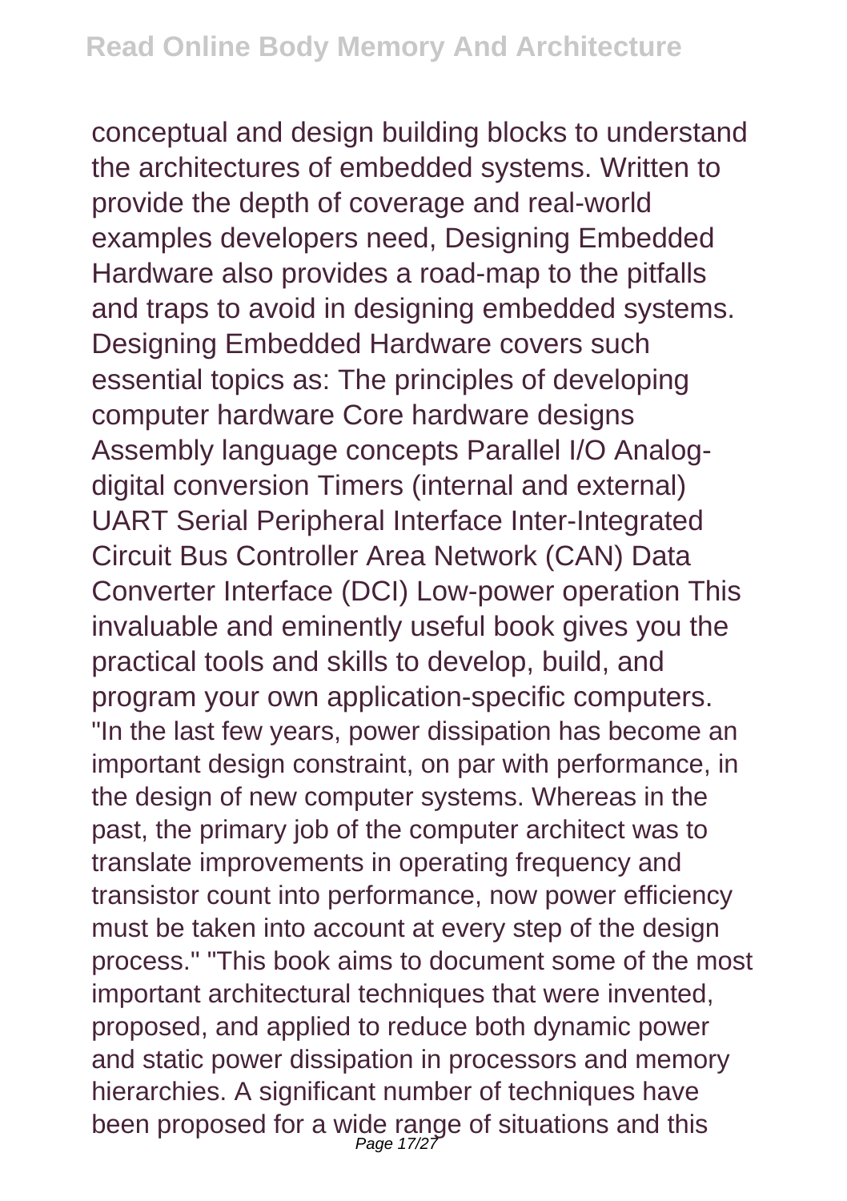conceptual and design building blocks to understand the architectures of embedded systems. Written to provide the depth of coverage and real-world examples developers need, Designing Embedded Hardware also provides a road-map to the pitfalls and traps to avoid in designing embedded systems. Designing Embedded Hardware covers such essential topics as: The principles of developing computer hardware Core hardware designs Assembly language concepts Parallel I/O Analog-digital conversion Timers (internal and external) UART Serial Peripheral Interface Inter-Integrated Circuit Bus Controller Area Network (CAN) Data Converter Interface (DCI) Low-power operation This invaluable and eminently useful book gives you the practical tools and skills to develop, build, and program your own application-specific computers.

"In the last few years, power dissipation has become an important design constraint, on par with performance, in the design of new computer systems. Whereas in the past, the primary job of the computer architect was to translate improvements in operating frequency and transistor count into performance, now power efficiency must be taken into account at every step of the design process." "This book aims to document some of the most important architectural techniques that were invented, proposed, and applied to reduce both dynamic power and static power dissipation in processors and memory hierarchies. A significant number of techniques have been proposed for a wide range of situations and this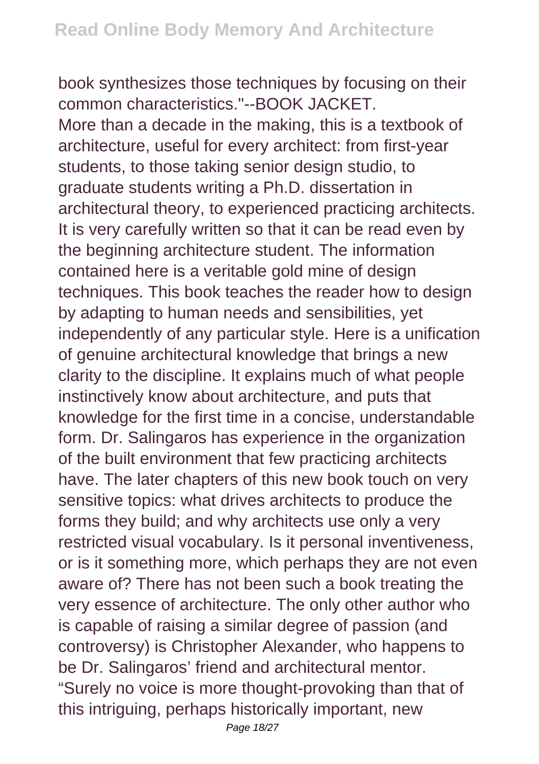book synthesizes those techniques by focusing on their common characteristics."--BOOK JACKET.

More than a decade in the making, this is a textbook of architecture, useful for every architect: from first-year students, to those taking senior design studio, to graduate students writing a Ph.D. dissertation in architectural theory, to experienced practicing architects. It is very carefully written so that it can be read even by the beginning architecture student. The information contained here is a veritable gold mine of design techniques. This book teaches the reader how to design by adapting to human needs and sensibilities, yet independently of any particular style. Here is a unification of genuine architectural knowledge that brings a new clarity to the discipline. It explains much of what people instinctively know about architecture, and puts that knowledge for the first time in a concise, understandable form. Dr. Salingaros has experience in the organization of the built environment that few practicing architects have. The later chapters of this new book touch on very sensitive topics: what drives architects to produce the forms they build; and why architects use only a very restricted visual vocabulary. Is it personal inventiveness, or is it something more, which perhaps they are not even aware of? There has not been such a book treating the very essence of architecture. The only other author who is capable of raising a similar degree of passion (and controversy) is Christopher Alexander, who happens to be Dr. Salingaros' friend and architectural mentor. "Surely no voice is more thought-provoking than that of this intriguing, perhaps historically important, new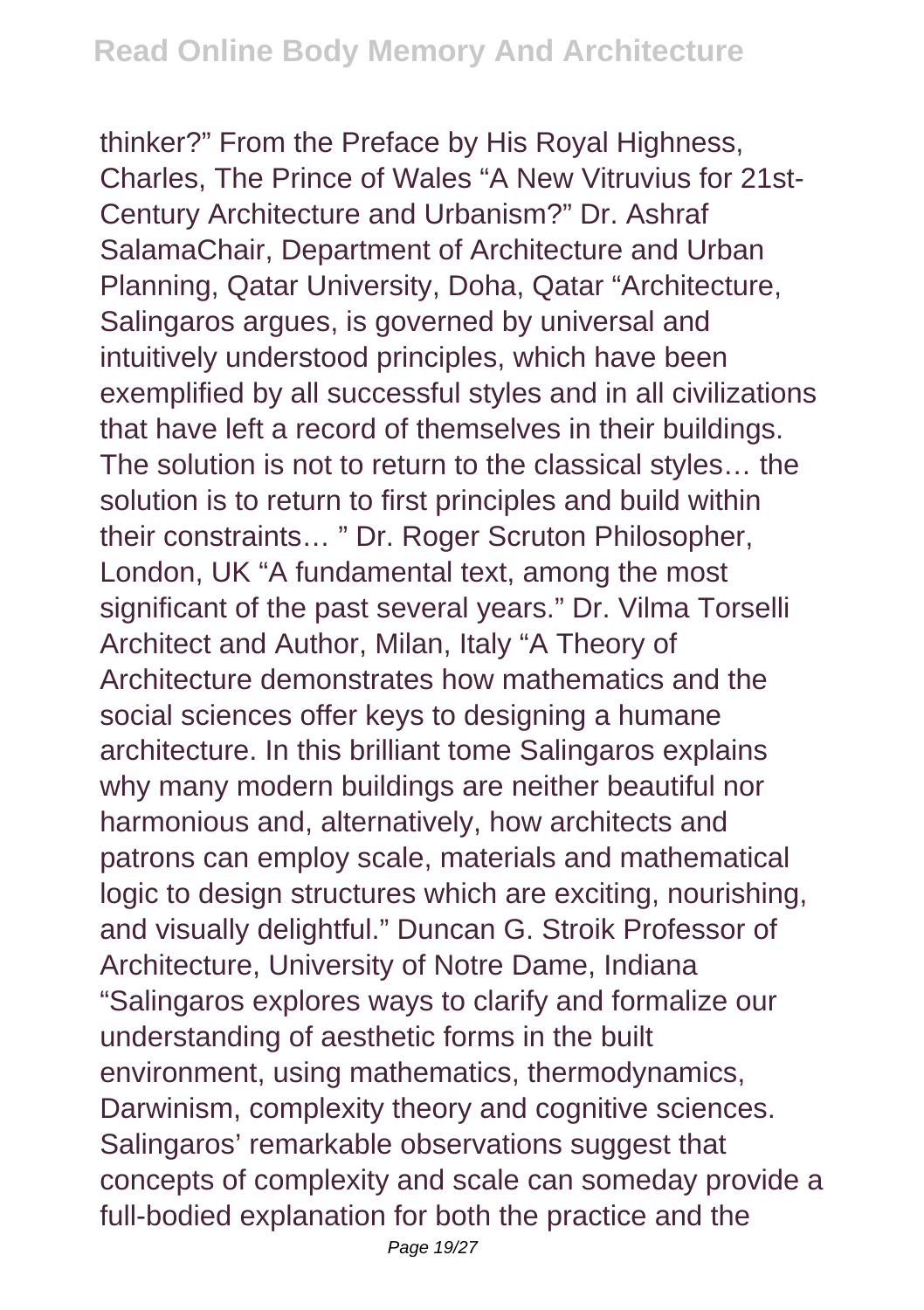thinker?" From the Preface by His Royal Highness, Charles, The Prince of Wales "A New Vitruvius for 21st-Century Architecture and Urbanism?" Dr. Ashraf SalamaChair, Department of Architecture and Urban Planning, Qatar University, Doha, Qatar "Architecture, Salingaros argues, is governed by universal and intuitively understood principles, which have been exemplified by all successful styles and in all civilizations that have left a record of themselves in their buildings. The solution is not to return to the classical styles… the solution is to return to first principles and build within their constraints… " Dr. Roger Scruton Philosopher, London, UK "A fundamental text, among the most significant of the past several years." Dr. Vilma Torselli Architect and Author, Milan, Italy "A Theory of Architecture demonstrates how mathematics and the social sciences offer keys to designing a humane architecture. In this brilliant tome Salingaros explains why many modern buildings are neither beautiful nor harmonious and, alternatively, how architects and patrons can employ scale, materials and mathematical logic to design structures which are exciting, nourishing, and visually delightful." Duncan G. Stroik Professor of Architecture, University of Notre Dame, Indiana "Salingaros explores ways to clarify and formalize our understanding of aesthetic forms in the built environment, using mathematics, thermodynamics, Darwinism, complexity theory and cognitive sciences. Salingaros' remarkable observations suggest that concepts of complexity and scale can someday provide a full-bodied explanation for both the practice and the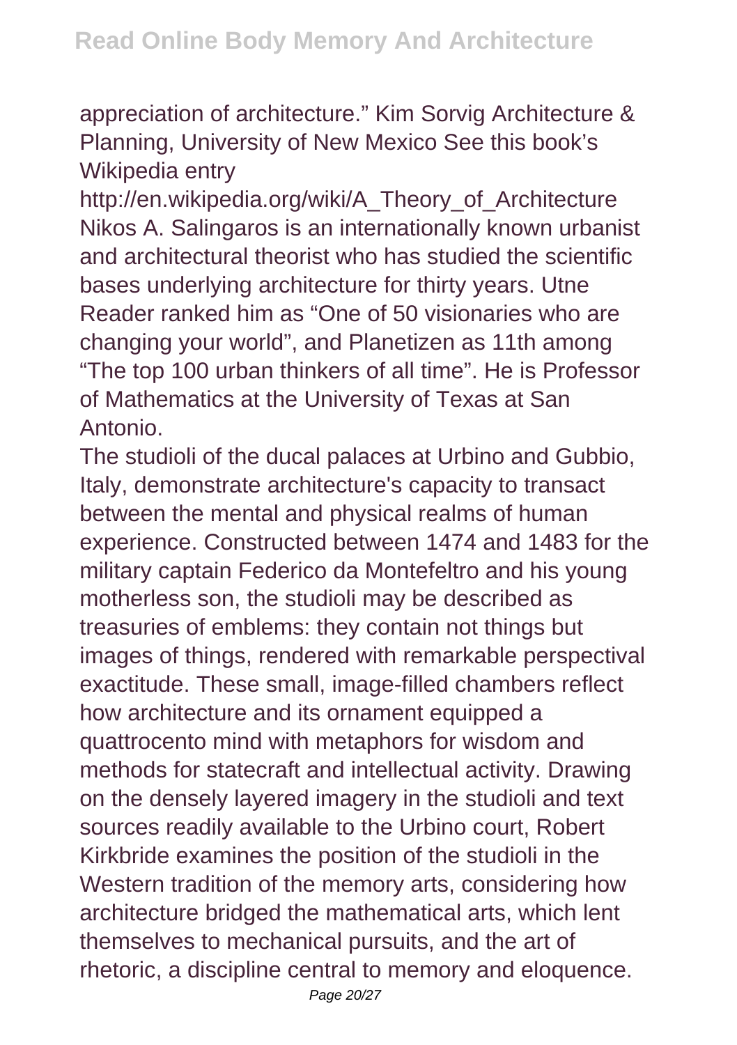appreciation of architecture." Kim Sorvig Architecture & Planning, University of New Mexico See this book's Wikipedia entry http://en.wikipedia.org/wiki/A_Theory_of_Architecture Nikos A. Salingaros is an internationally known urbanist and architectural theorist who has studied the scientific bases underlying architecture for thirty years. Utne Reader ranked him as "One of 50 visionaries who are changing your world", and Planetizen as 11th among "The top 100 urban thinkers of all time". He is Professor of Mathematics at the University of Texas at San Antonio.

The studioli of the ducal palaces at Urbino and Gubbio, Italy, demonstrate architecture's capacity to transact between the mental and physical realms of human experience. Constructed between 1474 and 1483 for the military captain Federico da Montefeltro and his young motherless son, the studioli may be described as treasuries of emblems: they contain not things but images of things, rendered with remarkable perspectival exactitude. These small, image-filled chambers reflect how architecture and its ornament equipped a quattrocento mind with metaphors for wisdom and methods for statecraft and intellectual activity. Drawing on the densely layered imagery in the studioli and text sources readily available to the Urbino court, Robert Kirkbride examines the position of the studioli in the Western tradition of the memory arts, considering how architecture bridged the mathematical arts, which lent themselves to mechanical pursuits, and the art of rhetoric, a discipline central to memory and eloquence.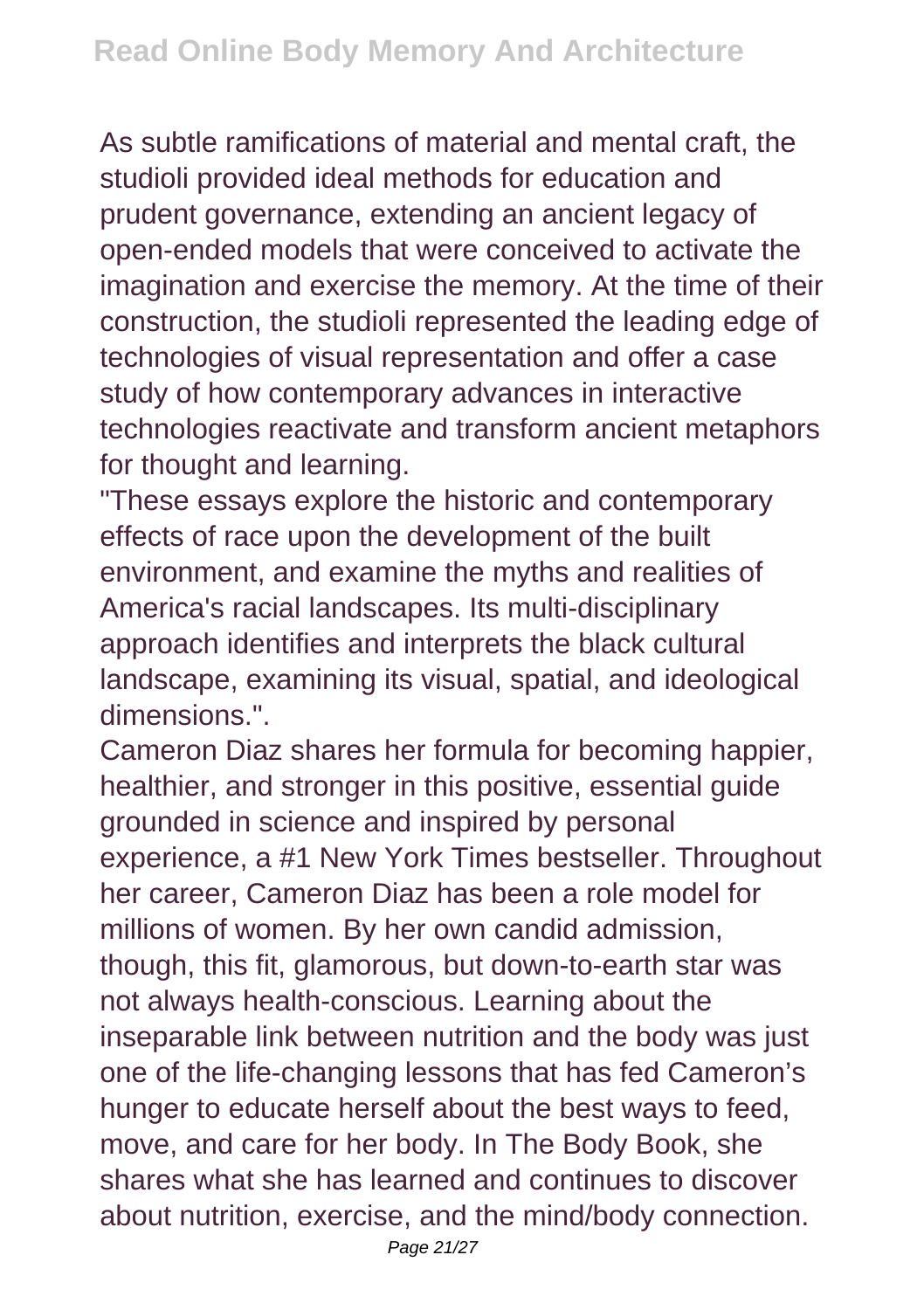As subtle ramifications of material and mental craft, the studioli provided ideal methods for education and prudent governance, extending an ancient legacy of open-ended models that were conceived to activate the imagination and exercise the memory. At the time of their construction, the studioli represented the leading edge of technologies of visual representation and offer a case study of how contemporary advances in interactive technologies reactivate and transform ancient metaphors for thought and learning.

"These essays explore the historic and contemporary effects of race upon the development of the built environment, and examine the myths and realities of America's racial landscapes. Its multi-disciplinary approach identifies and interprets the black cultural landscape, examining its visual, spatial, and ideological dimensions.".

Cameron Diaz shares her formula for becoming happier, healthier, and stronger in this positive, essential guide grounded in science and inspired by personal experience, a #1 New York Times bestseller. Throughout her career, Cameron Diaz has been a role model for millions of women. By her own candid admission, though, this fit, glamorous, but down-to-earth star was not always health-conscious. Learning about the inseparable link between nutrition and the body was just one of the life-changing lessons that has fed Cameron's hunger to educate herself about the best ways to feed, move, and care for her body. In The Body Book, she shares what she has learned and continues to discover about nutrition, exercise, and the mind/body connection.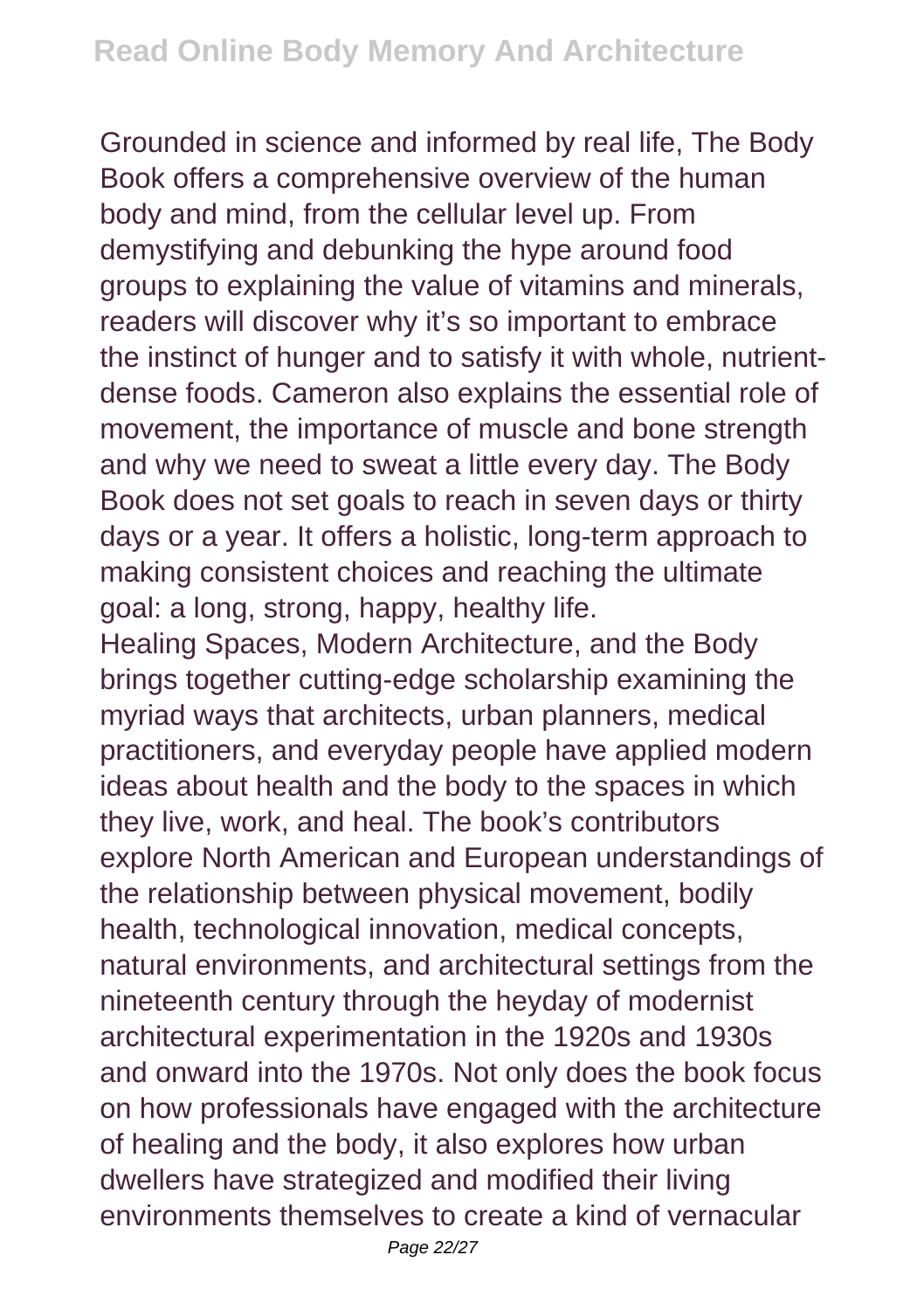Grounded in science and informed by real life, The Body Book offers a comprehensive overview of the human body and mind, from the cellular level up. From demystifying and debunking the hype around food groups to explaining the value of vitamins and minerals, readers will discover why it's so important to embrace the instinct of hunger and to satisfy it with whole, nutrient-dense foods. Cameron also explains the essential role of movement, the importance of muscle and bone strength and why we need to sweat a little every day. The Body Book does not set goals to reach in seven days or thirty days or a year. It offers a holistic, long-term approach to making consistent choices and reaching the ultimate goal: a long, strong, happy, healthy life.

Healing Spaces, Modern Architecture, and the Body brings together cutting-edge scholarship examining the myriad ways that architects, urban planners, medical practitioners, and everyday people have applied modern ideas about health and the body to the spaces in which they live, work, and heal. The book's contributors explore North American and European understandings of the relationship between physical movement, bodily health, technological innovation, medical concepts, natural environments, and architectural settings from the nineteenth century through the heyday of modernist architectural experimentation in the 1920s and 1930s and onward into the 1970s. Not only does the book focus on how professionals have engaged with the architecture of healing and the body, it also explores how urban dwellers have strategized and modified their living environments themselves to create a kind of vernacular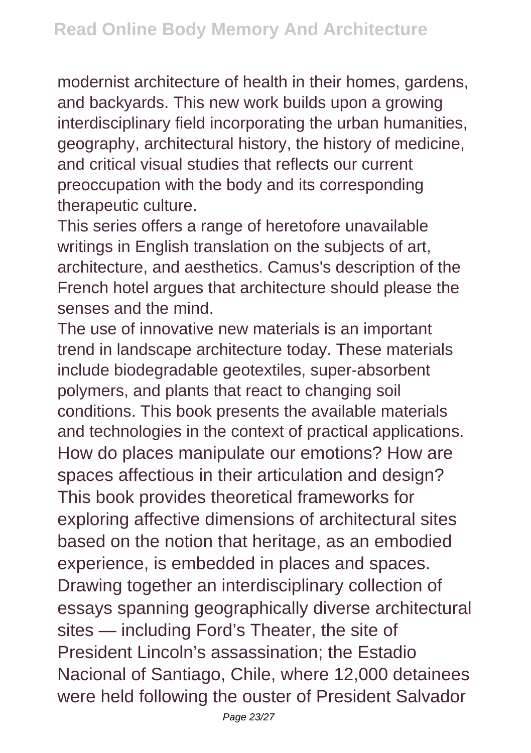modernist architecture of health in their homes, gardens, and backyards. This new work builds upon a growing interdisciplinary field incorporating the urban humanities, geography, architectural history, the history of medicine, and critical visual studies that reflects our current preoccupation with the body and its corresponding therapeutic culture.

This series offers a range of heretofore unavailable writings in English translation on the subjects of art, architecture, and aesthetics. Camus's description of the French hotel argues that architecture should please the senses and the mind.

The use of innovative new materials is an important trend in landscape architecture today. These materials include biodegradable geotextiles, super-absorbent polymers, and plants that react to changing soil conditions. This book presents the available materials and technologies in the context of practical applications.

How do places manipulate our emotions? How are spaces affectious in their articulation and design? This book provides theoretical frameworks for exploring affective dimensions of architectural sites based on the notion that heritage, as an embodied experience, is embedded in places and spaces. Drawing together an interdisciplinary collection of essays spanning geographically diverse architectural sites — including Ford's Theater, the site of President Lincoln's assassination; the Estadio Nacional of Santiago, Chile, where 12,000 detainees were held following the ouster of President Salvador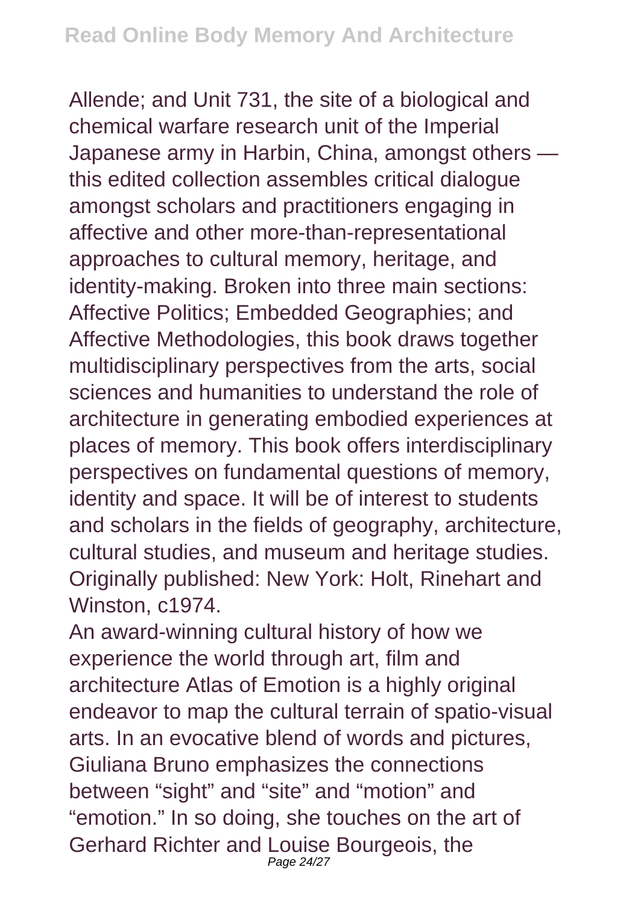Allende; and Unit 731, the site of a biological and chemical warfare research unit of the Imperial Japanese army in Harbin, China, amongst others — this edited collection assembles critical dialogue amongst scholars and practitioners engaging in affective and other more-than-representational approaches to cultural memory, heritage, and identity-making. Broken into three main sections: Affective Politics; Embedded Geographies; and Affective Methodologies, this book draws together multidisciplinary perspectives from the arts, social sciences and humanities to understand the role of architecture in generating embodied experiences at places of memory. This book offers interdisciplinary perspectives on fundamental questions of memory, identity and space. It will be of interest to students and scholars in the fields of geography, architecture, cultural studies, and museum and heritage studies. Originally published: New York: Holt, Rinehart and Winston, c1974.

An award-winning cultural history of how we experience the world through art, film and architecture Atlas of Emotion is a highly original endeavor to map the cultural terrain of spatio-visual arts. In an evocative blend of words and pictures, Giuliana Bruno emphasizes the connections between "sight" and "site" and "motion" and "emotion." In so doing, she touches on the art of Gerhard Richter and Louise Bourgeois, the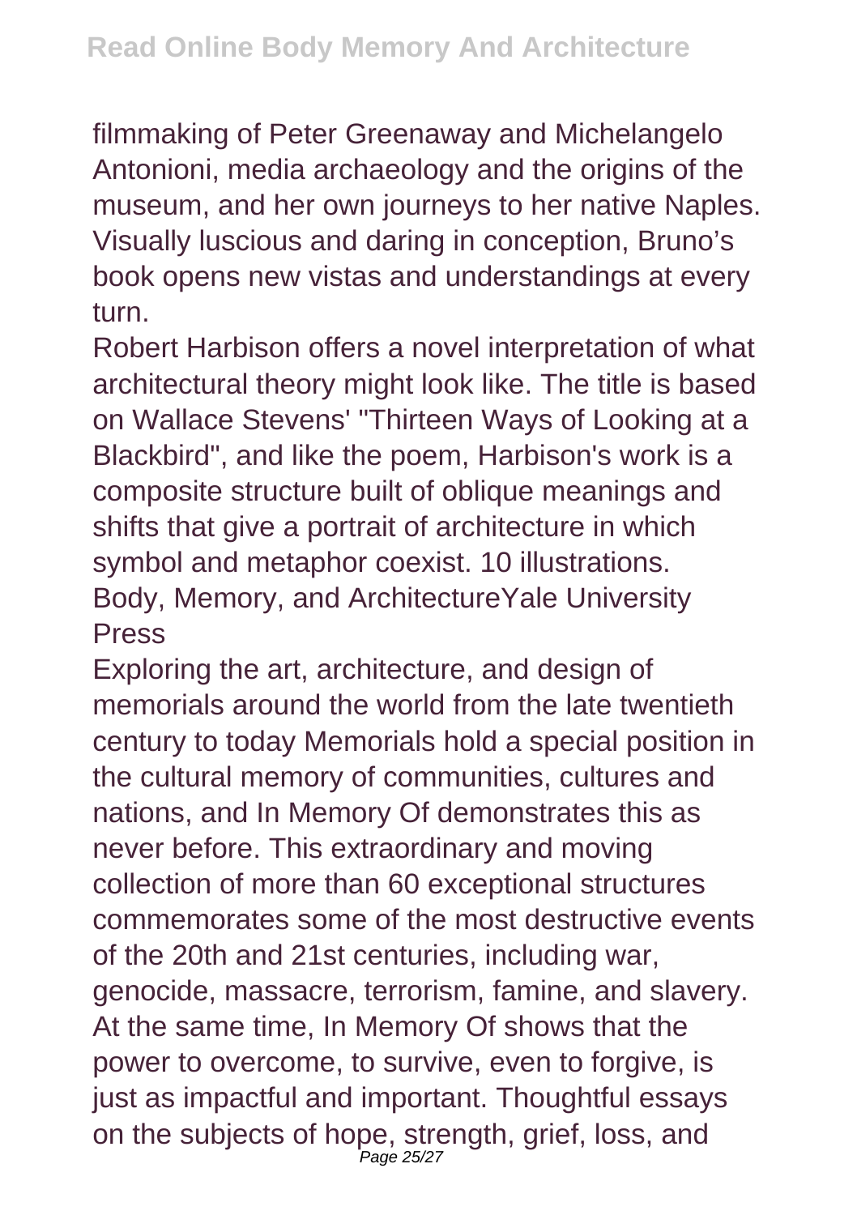filmmaking of Peter Greenaway and Michelangelo Antonioni, media archaeology and the origins of the museum, and her own journeys to her native Naples. Visually luscious and daring in conception, Bruno's book opens new vistas and understandings at every turn.

Robert Harbison offers a novel interpretation of what architectural theory might look like. The title is based on Wallace Stevens' "Thirteen Ways of Looking at a Blackbird", and like the poem, Harbison's work is a composite structure built of oblique meanings and shifts that give a portrait of architecture in which symbol and metaphor coexist. 10 illustrations.

Body, Memory, and ArchitectureYale University Press

Exploring the art, architecture, and design of memorials around the world from the late twentieth century to today Memorials hold a special position in the cultural memory of communities, cultures and nations, and In Memory Of demonstrates this as never before. This extraordinary and moving collection of more than 60 exceptional structures commemorates some of the most destructive events of the 20th and 21st centuries, including war, genocide, massacre, terrorism, famine, and slavery. At the same time, In Memory Of shows that the power to overcome, to survive, even to forgive, is just as impactful and important. Thoughtful essays on the subjects of hope, strength, grief, loss, and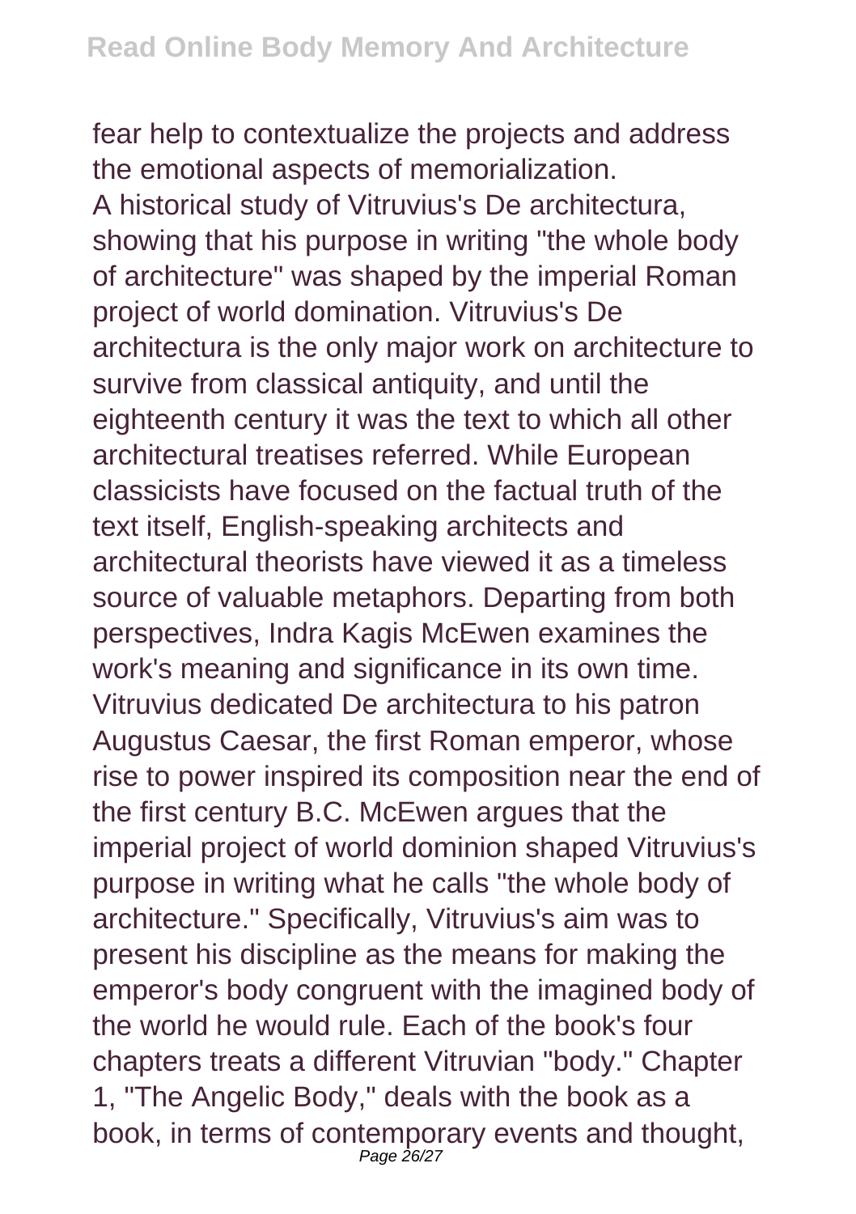fear help to contextualize the projects and address the emotional aspects of memorialization.

A historical study of Vitruvius's De architectura, showing that his purpose in writing "the whole body of architecture" was shaped by the imperial Roman project of world domination. Vitruvius's De architectura is the only major work on architecture to survive from classical antiquity, and until the eighteenth century it was the text to which all other architectural treatises referred. While European classicists have focused on the factual truth of the text itself, English-speaking architects and architectural theorists have viewed it as a timeless source of valuable metaphors. Departing from both perspectives, Indra Kagis McEwen examines the work's meaning and significance in its own time. Vitruvius dedicated De architectura to his patron Augustus Caesar, the first Roman emperor, whose rise to power inspired its composition near the end of the first century B.C. McEwen argues that the imperial project of world dominion shaped Vitruvius's purpose in writing what he calls "the whole body of architecture." Specifically, Vitruvius's aim was to present his discipline as the means for making the emperor's body congruent with the imagined body of the world he would rule. Each of the book's four chapters treats a different Vitruvian "body." Chapter 1, "The Angelic Body," deals with the book as a book, in terms of contemporary events and thought,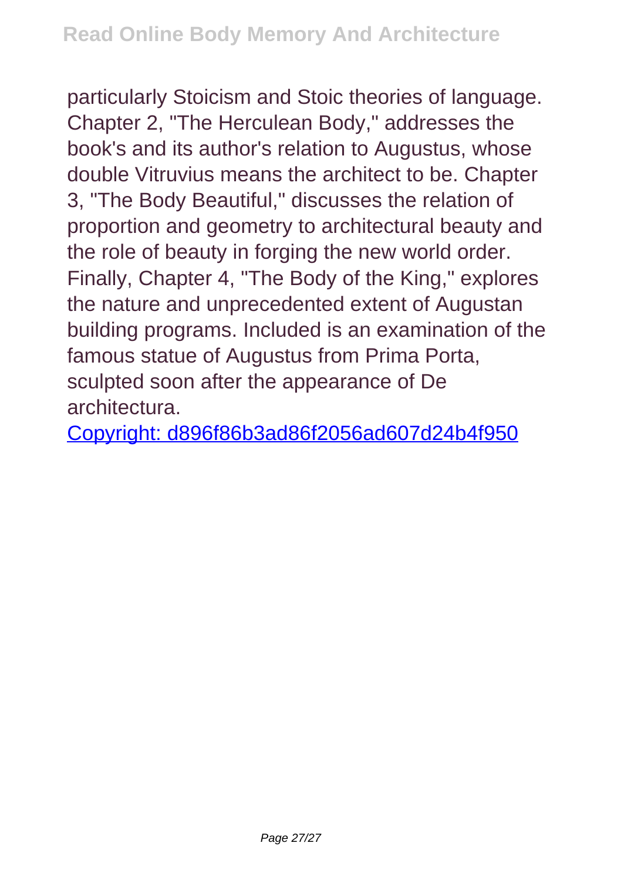particularly Stoicism and Stoic theories of language. Chapter 2, "The Herculean Body," addresses the book's and its author's relation to Augustus, whose double Vitruvius means the architect to be. Chapter 3, "The Body Beautiful," discusses the relation of proportion and geometry to architectural beauty and the role of beauty in forging the new world order. Finally, Chapter 4, "The Body of the King," explores the nature and unprecedented extent of Augustan building programs. Included is an examination of the famous statue of Augustus from Prima Porta, sculpted soon after the appearance of De architectura.

Copyright: d896f86b3ad86f2056ad607d24b4f950